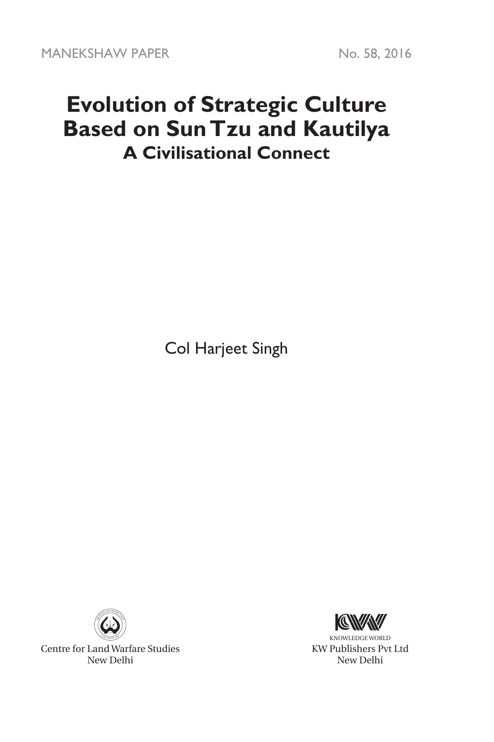MANEKSHAW PAPER No. 58, 2016

# Evolution of Strategic Culture Based on Sun Tzu and Kautilya

## A Civilisational Connect

Col Harjeet Singh

Centre for Land Warfare Studies
New Delhi

KNOWLEDGE WORLD
KW Publishers Pvt Ltd
New Delhi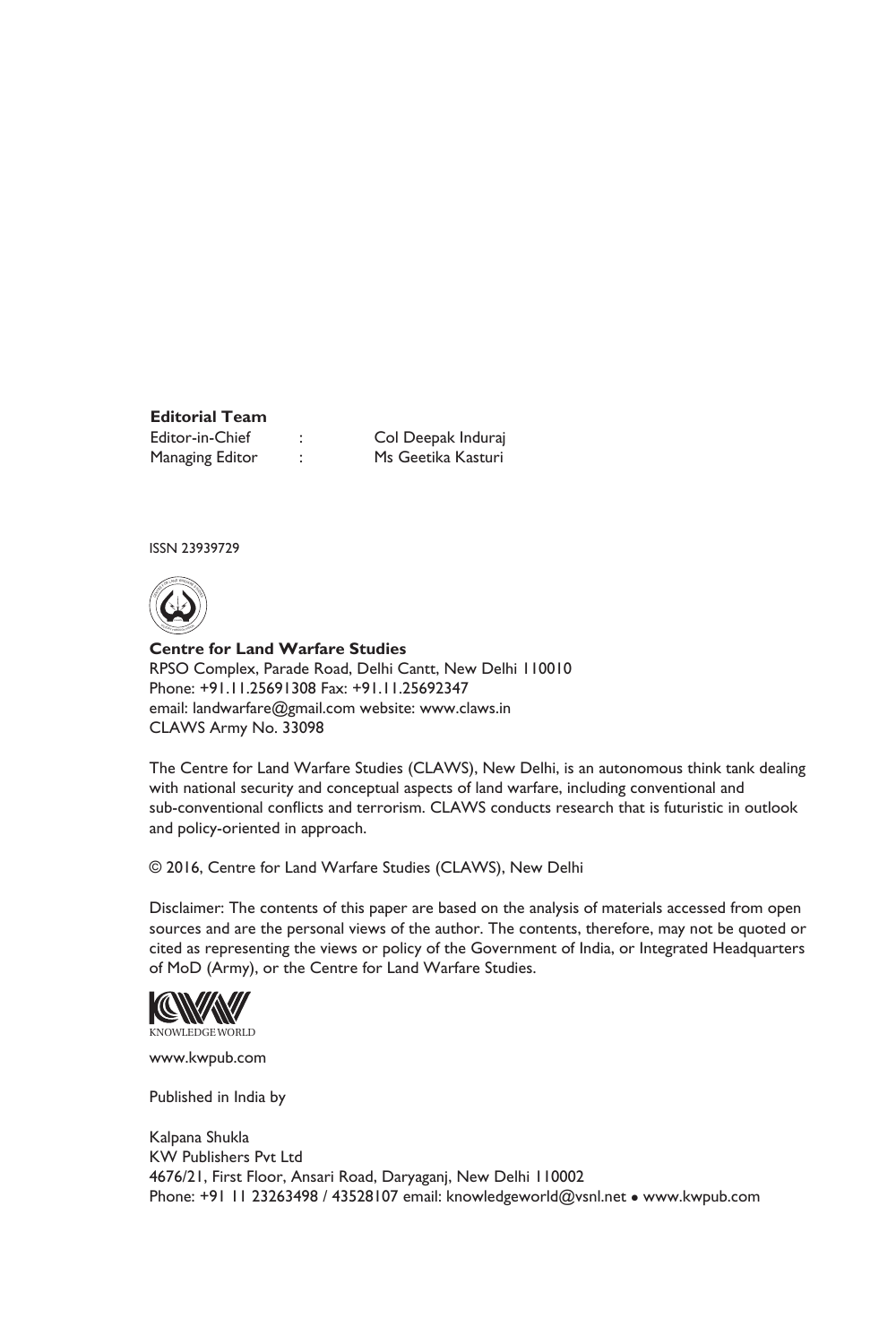**Editorial Team**

| | | |
|---|---|---|
| Editor-in-Chief | : | Col Deepak Induraj |
| Managing Editor | : | Ms Geetika Kasturi |

ISSN 23939729

**Centre for Land Warfare Studies**
RPSO Complex, Parade Road, Delhi Cantt, New Delhi 110010
Phone: +91.11.25691308 Fax: +91.11.25692347
email: landwarfare@gmail.com website: www.claws.in
CLAWS Army No. 33098

The Centre for Land Warfare Studies (CLAWS), New Delhi, is an autonomous think tank dealing with national security and conceptual aspects of land warfare, including conventional and sub-conventional conflicts and terrorism. CLAWS conducts research that is futuristic in outlook and policy-oriented in approach.

© 2016, Centre for Land Warfare Studies (CLAWS), New Delhi

Disclaimer: The contents of this paper are based on the analysis of materials accessed from open sources and are the personal views of the author. The contents, therefore, may not be quoted or cited as representing the views or policy of the Government of India, or Integrated Headquarters of MoD (Army), or the Centre for Land Warfare Studies.

KNOWLEDGE WORLD

www.kwpub.com

Published in India by

Kalpana Shukla
KW Publishers Pvt Ltd
4676/21, First Floor, Ansari Road, Daryaganj, New Delhi 110002
Phone: +91 11 23263498 / 43528107 email: knowledgeworld@vsnl.net • www.kwpub.com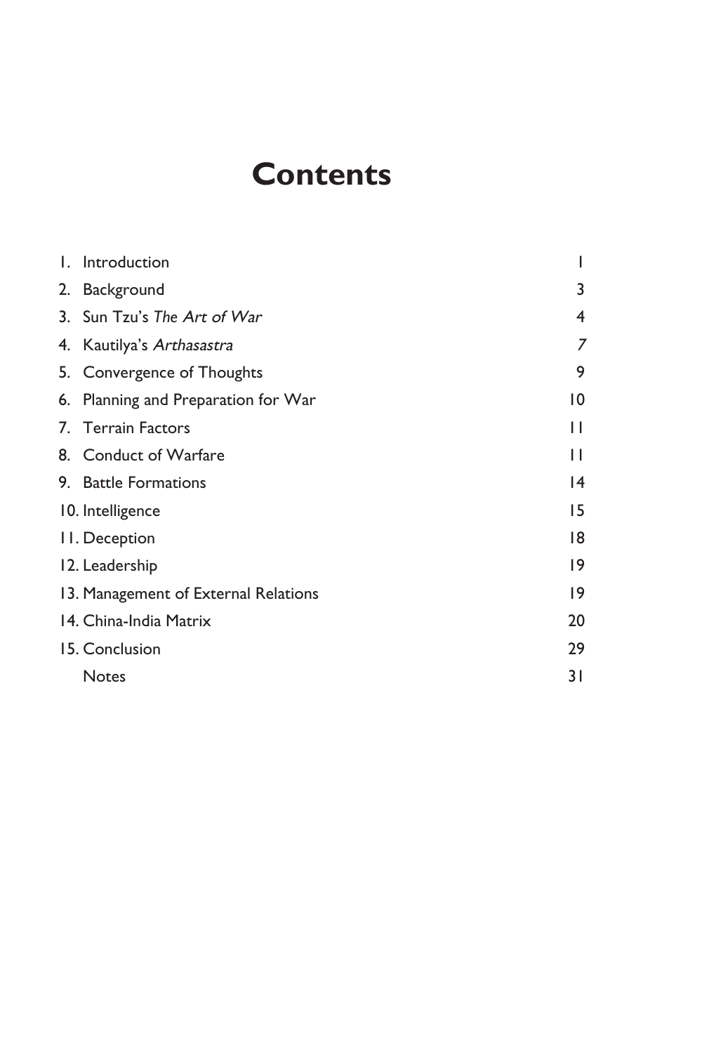# Contents

| | |
|---|---|
| 1. Introduction | 1 |
| 2. Background | 3 |
| 3. Sun Tzu's *The Art of War* | 4 |
| 4. Kautilya's *Arthasastra* | *7* |
| 5. Convergence of Thoughts | 9 |
| 6. Planning and Preparation for War | 10 |
| 7. Terrain Factors | 11 |
| 8. Conduct of Warfare | 11 |
| 9. Battle Formations | 14 |
| 10. Intelligence | 15 |
| 11. Deception | 18 |
| 12. Leadership | 19 |
| 13. Management of External Relations | 19 |
| 14. China-India Matrix | 20 |
| 15. Conclusion | 29 |
| Notes | 31 |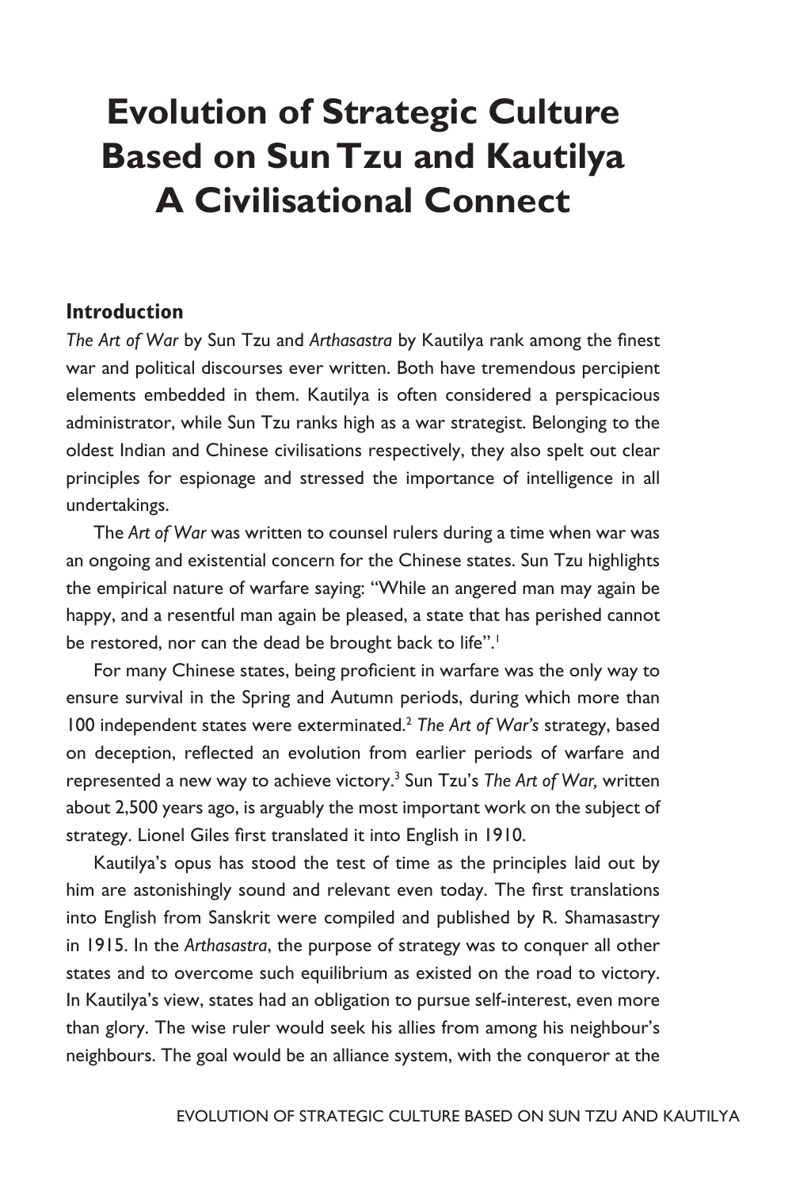# Evolution of Strategic Culture Based on Sun Tzu and Kautilya A Civilisational Connect

## Introduction

*The Art of War* by Sun Tzu and *Arthasastra* by Kautilya rank among the finest war and political discourses ever written. Both have tremendous percipient elements embedded in them. Kautilya is often considered a perspicacious administrator, while Sun Tzu ranks high as a war strategist. Belonging to the oldest Indian and Chinese civilisations respectively, they also spelt out clear principles for espionage and stressed the importance of intelligence in all undertakings.

The *Art of War* was written to counsel rulers during a time when war was an ongoing and existential concern for the Chinese states. Sun Tzu highlights the empirical nature of warfare saying: "While an angered man may again be happy, and a resentful man again be pleased, a state that has perished cannot be restored, nor can the dead be brought back to life".[1]

For many Chinese states, being proficient in warfare was the only way to ensure survival in the Spring and Autumn periods, during which more than 100 independent states were exterminated.[2] *The Art of War's* strategy, based on deception, reflected an evolution from earlier periods of warfare and represented a new way to achieve victory.[3] Sun Tzu's *The Art of War,* written about 2,500 years ago, is arguably the most important work on the subject of strategy. Lionel Giles first translated it into English in 1910.

Kautilya's opus has stood the test of time as the principles laid out by him are astonishingly sound and relevant even today. The first translations into English from Sanskrit were compiled and published by R. Shamasastry in 1915. In the *Arthasastra*, the purpose of strategy was to conquer all other states and to overcome such equilibrium as existed on the road to victory. In Kautilya's view, states had an obligation to pursue self-interest, even more than glory. The wise ruler would seek his allies from among his neighbour's neighbours. The goal would be an alliance system, with the conqueror at the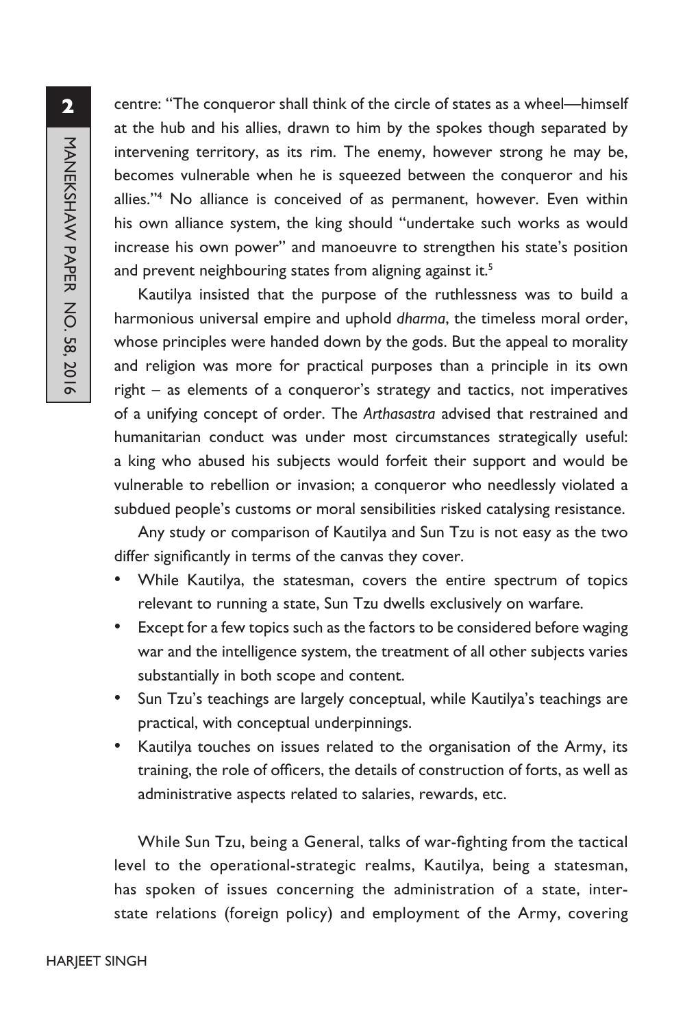centre: "The conqueror shall think of the circle of states as a wheel—himself at the hub and his allies, drawn to him by the spokes though separated by intervening territory, as its rim. The enemy, however strong he may be, becomes vulnerable when he is squeezed between the conqueror and his allies."[4] No alliance is conceived of as permanent, however. Even within his own alliance system, the king should "undertake such works as would increase his own power" and manoeuvre to strengthen his state's position and prevent neighbouring states from aligning against it.[5]

Kautilya insisted that the purpose of the ruthlessness was to build a harmonious universal empire and uphold *dharma*, the timeless moral order, whose principles were handed down by the gods. But the appeal to morality and religion was more for practical purposes than a principle in its own right – as elements of a conqueror's strategy and tactics, not imperatives of a unifying concept of order. The *Arthasastra* advised that restrained and humanitarian conduct was under most circumstances strategically useful: a king who abused his subjects would forfeit their support and would be vulnerable to rebellion or invasion; a conqueror who needlessly violated a subdued people's customs or moral sensibilities risked catalysing resistance.

Any study or comparison of Kautilya and Sun Tzu is not easy as the two differ significantly in terms of the canvas they cover.

- While Kautilya, the statesman, covers the entire spectrum of topics relevant to running a state, Sun Tzu dwells exclusively on warfare.
- Except for a few topics such as the factors to be considered before waging war and the intelligence system, the treatment of all other subjects varies substantially in both scope and content.
- Sun Tzu's teachings are largely conceptual, while Kautilya's teachings are practical, with conceptual underpinnings.
- Kautilya touches on issues related to the organisation of the Army, its training, the role of officers, the details of construction of forts, as well as administrative aspects related to salaries, rewards, etc.

While Sun Tzu, being a General, talks of war-fighting from the tactical level to the operational-strategic realms, Kautilya, being a statesman, has spoken of issues concerning the administration of a state, inter-state relations (foreign policy) and employment of the Army, covering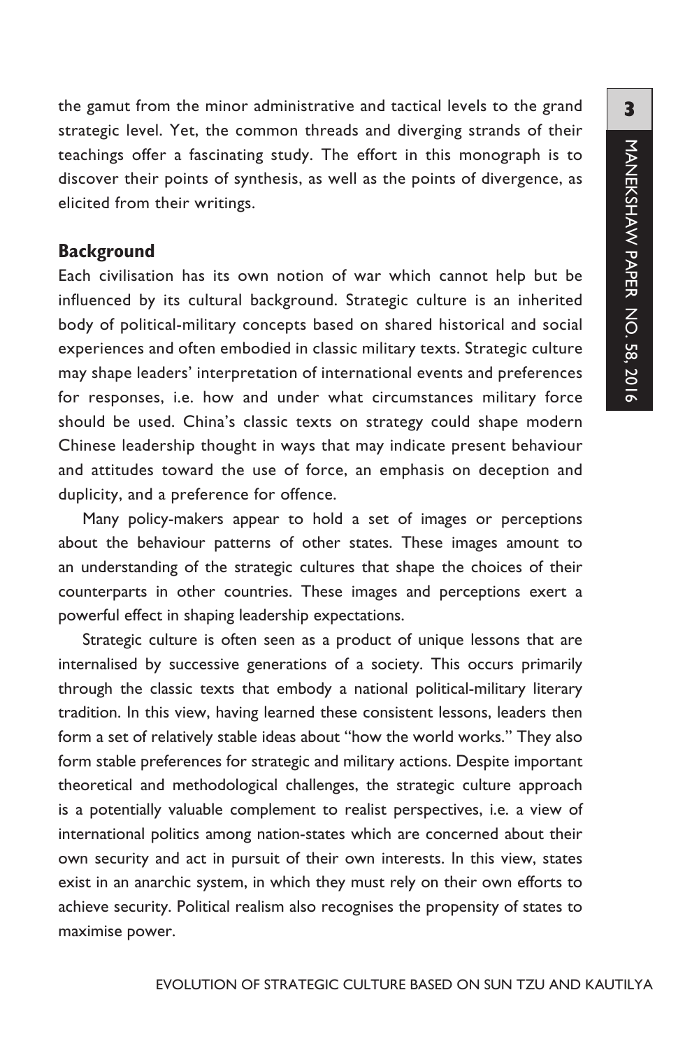the gamut from the minor administrative and tactical levels to the grand strategic level. Yet, the common threads and diverging strands of their teachings offer a fascinating study. The effort in this monograph is to discover their points of synthesis, as well as the points of divergence, as elicited from their writings.

## Background

Each civilisation has its own notion of war which cannot help but be influenced by its cultural background. Strategic culture is an inherited body of political-military concepts based on shared historical and social experiences and often embodied in classic military texts. Strategic culture may shape leaders' interpretation of international events and preferences for responses, i.e. how and under what circumstances military force should be used. China's classic texts on strategy could shape modern Chinese leadership thought in ways that may indicate present behaviour and attitudes toward the use of force, an emphasis on deception and duplicity, and a preference for offence.

Many policy-makers appear to hold a set of images or perceptions about the behaviour patterns of other states. These images amount to an understanding of the strategic cultures that shape the choices of their counterparts in other countries. These images and perceptions exert a powerful effect in shaping leadership expectations.

Strategic culture is often seen as a product of unique lessons that are internalised by successive generations of a society. This occurs primarily through the classic texts that embody a national political-military literary tradition. In this view, having learned these consistent lessons, leaders then form a set of relatively stable ideas about "how the world works." They also form stable preferences for strategic and military actions. Despite important theoretical and methodological challenges, the strategic culture approach is a potentially valuable complement to realist perspectives, i.e. a view of international politics among nation-states which are concerned about their own security and act in pursuit of their own interests. In this view, states exist in an anarchic system, in which they must rely on their own efforts to achieve security. Political realism also recognises the propensity of states to maximise power.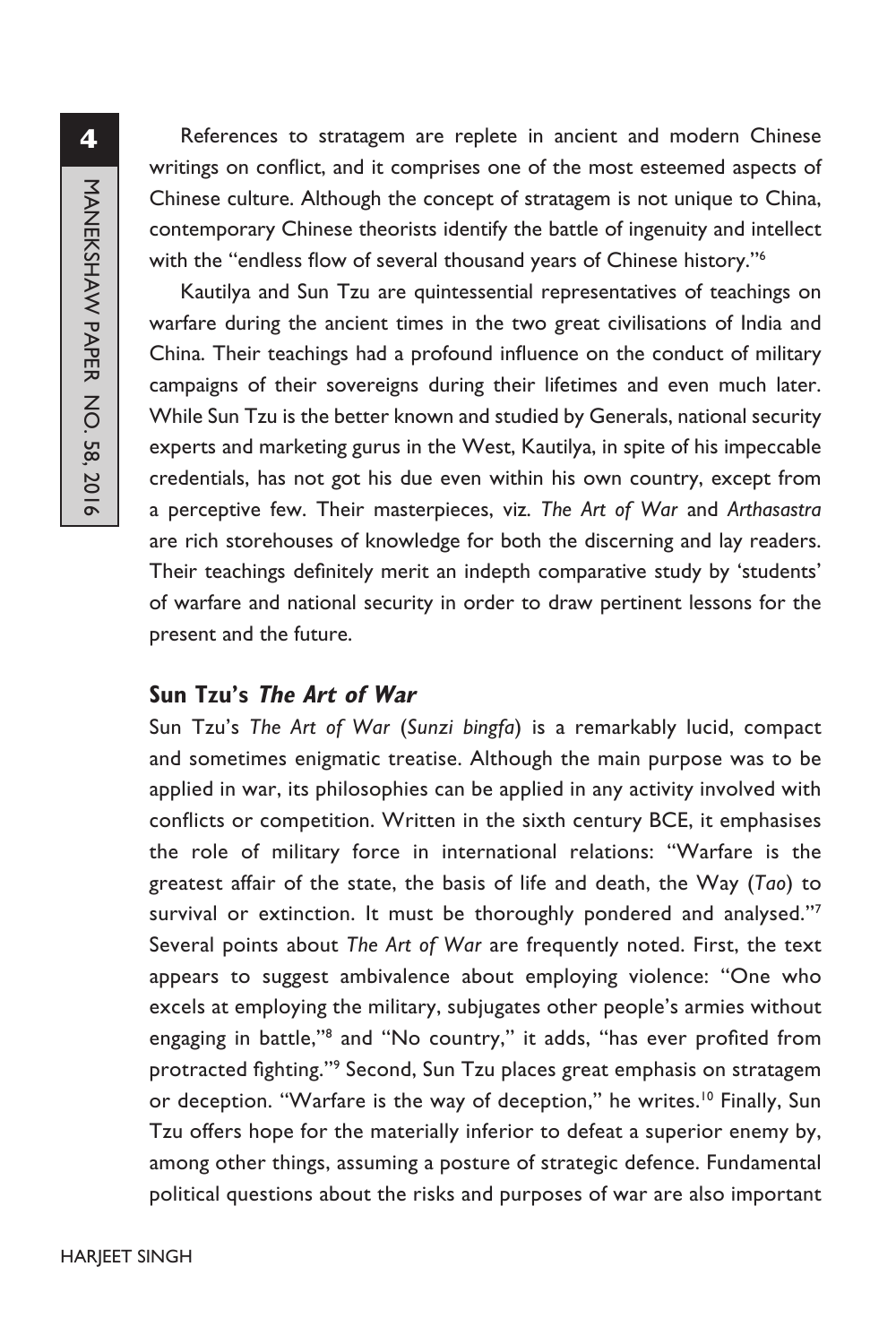References to stratagem are replete in ancient and modern Chinese writings on conflict, and it comprises one of the most esteemed aspects of Chinese culture. Although the concept of stratagem is not unique to China, contemporary Chinese theorists identify the battle of ingenuity and intellect with the "endless flow of several thousand years of Chinese history."[6]

Kautilya and Sun Tzu are quintessential representatives of teachings on warfare during the ancient times in the two great civilisations of India and China. Their teachings had a profound influence on the conduct of military campaigns of their sovereigns during their lifetimes and even much later. While Sun Tzu is the better known and studied by Generals, national security experts and marketing gurus in the West, Kautilya, in spite of his impeccable credentials, has not got his due even within his own country, except from a perceptive few. Their masterpieces, viz. *The Art of War* and *Arthasastra* are rich storehouses of knowledge for both the discerning and lay readers. Their teachings definitely merit an indepth comparative study by 'students' of warfare and national security in order to draw pertinent lessons for the present and the future.

## Sun Tzu's *The Art of War*

Sun Tzu's *The Art of War* (*Sunzi bingfa*) is a remarkably lucid, compact and sometimes enigmatic treatise. Although the main purpose was to be applied in war, its philosophies can be applied in any activity involved with conflicts or competition. Written in the sixth century BCE, it emphasises the role of military force in international relations: "Warfare is the greatest affair of the state, the basis of life and death, the Way (*Tao*) to survival or extinction. It must be thoroughly pondered and analysed."[7] Several points about *The Art of War* are frequently noted. First, the text appears to suggest ambivalence about employing violence: "One who excels at employing the military, subjugates other people's armies without engaging in battle,"[8] and "No country," it adds, "has ever profited from protracted fighting."[9] Second, Sun Tzu places great emphasis on stratagem or deception. "Warfare is the way of deception," he writes.[10] Finally, Sun Tzu offers hope for the materially inferior to defeat a superior enemy by, among other things, assuming a posture of strategic defence. Fundamental political questions about the risks and purposes of war are also important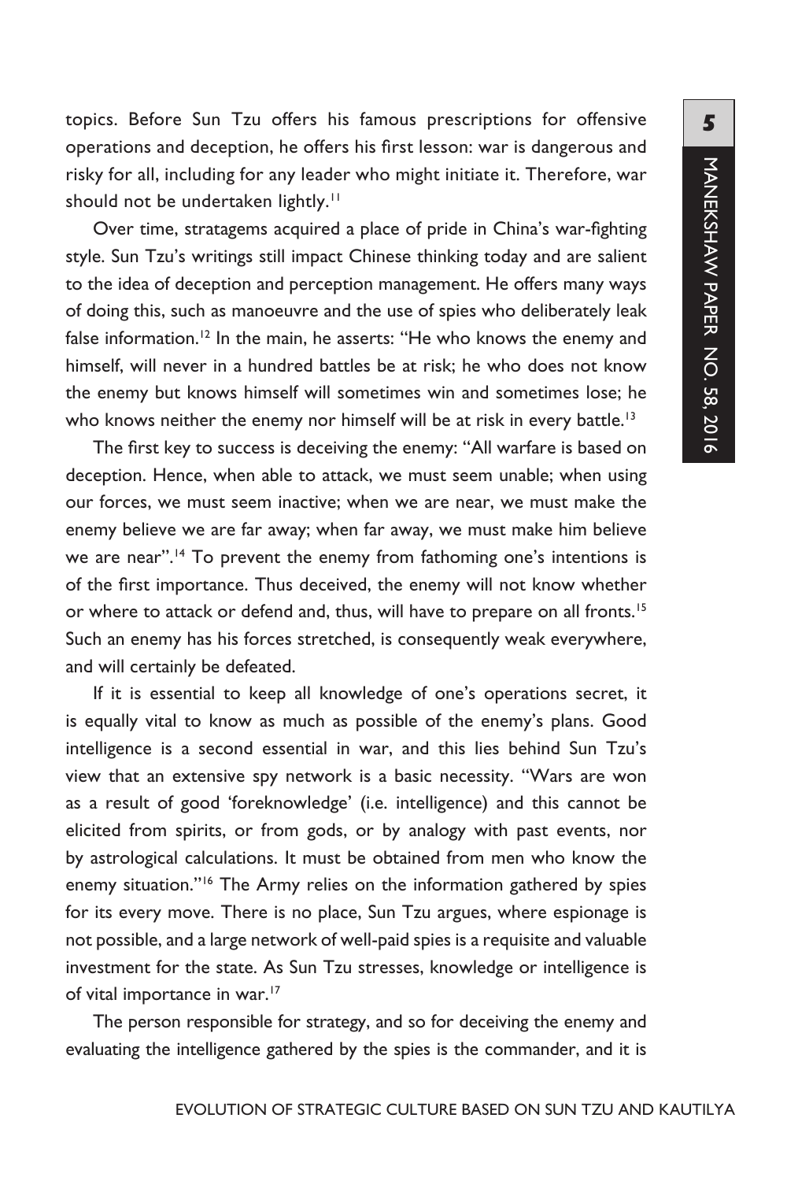topics. Before Sun Tzu offers his famous prescriptions for offensive operations and deception, he offers his first lesson: war is dangerous and risky for all, including for any leader who might initiate it. Therefore, war should not be undertaken lightly.[11]

Over time, stratagems acquired a place of pride in China's war-fighting style. Sun Tzu's writings still impact Chinese thinking today and are salient to the idea of deception and perception management. He offers many ways of doing this, such as manoeuvre and the use of spies who deliberately leak false information.[12] In the main, he asserts: "He who knows the enemy and himself, will never in a hundred battles be at risk; he who does not know the enemy but knows himself will sometimes win and sometimes lose; he who knows neither the enemy nor himself will be at risk in every battle.[13]

The first key to success is deceiving the enemy: "All warfare is based on deception. Hence, when able to attack, we must seem unable; when using our forces, we must seem inactive; when we are near, we must make the enemy believe we are far away; when far away, we must make him believe we are near".[14] To prevent the enemy from fathoming one's intentions is of the first importance. Thus deceived, the enemy will not know whether or where to attack or defend and, thus, will have to prepare on all fronts.[15] Such an enemy has his forces stretched, is consequently weak everywhere, and will certainly be defeated.

If it is essential to keep all knowledge of one's operations secret, it is equally vital to know as much as possible of the enemy's plans. Good intelligence is a second essential in war, and this lies behind Sun Tzu's view that an extensive spy network is a basic necessity. "Wars are won as a result of good 'foreknowledge' (i.e. intelligence) and this cannot be elicited from spirits, or from gods, or by analogy with past events, nor by astrological calculations. It must be obtained from men who know the enemy situation."[16] The Army relies on the information gathered by spies for its every move. There is no place, Sun Tzu argues, where espionage is not possible, and a large network of well-paid spies is a requisite and valuable investment for the state. As Sun Tzu stresses, knowledge or intelligence is of vital importance in war.[17]

The person responsible for strategy, and so for deceiving the enemy and evaluating the intelligence gathered by the spies is the commander, and it is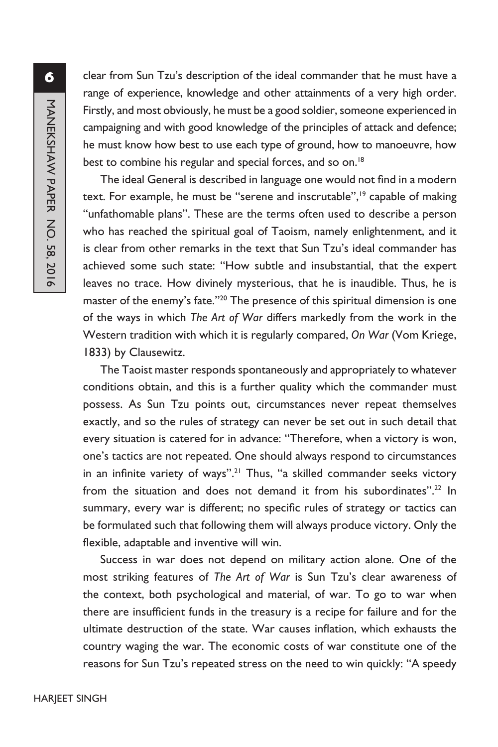clear from Sun Tzu's description of the ideal commander that he must have a range of experience, knowledge and other attainments of a very high order. Firstly, and most obviously, he must be a good soldier, someone experienced in campaigning and with good knowledge of the principles of attack and defence; he must know how best to use each type of ground, how to manoeuvre, how best to combine his regular and special forces, and so on.[18]

The ideal General is described in language one would not find in a modern text. For example, he must be "serene and inscrutable",[19] capable of making "unfathomable plans". These are the terms often used to describe a person who has reached the spiritual goal of Taoism, namely enlightenment, and it is clear from other remarks in the text that Sun Tzu's ideal commander has achieved some such state: "How subtle and insubstantial, that the expert leaves no trace. How divinely mysterious, that he is inaudible. Thus, he is master of the enemy's fate."[20] The presence of this spiritual dimension is one of the ways in which *The Art of War* differs markedly from the work in the Western tradition with which it is regularly compared, *On War* (Vom Kriege, 1833) by Clausewitz.

The Taoist master responds spontaneously and appropriately to whatever conditions obtain, and this is a further quality which the commander must possess. As Sun Tzu points out, circumstances never repeat themselves exactly, and so the rules of strategy can never be set out in such detail that every situation is catered for in advance: "Therefore, when a victory is won, one's tactics are not repeated. One should always respond to circumstances in an infinite variety of ways".[21] Thus, "a skilled commander seeks victory from the situation and does not demand it from his subordinates".[22] In summary, every war is different; no specific rules of strategy or tactics can be formulated such that following them will always produce victory. Only the flexible, adaptable and inventive will win.

Success in war does not depend on military action alone. One of the most striking features of *The Art of War* is Sun Tzu's clear awareness of the context, both psychological and material, of war. To go to war when there are insufficient funds in the treasury is a recipe for failure and for the ultimate destruction of the state. War causes inflation, which exhausts the country waging the war. The economic costs of war constitute one of the reasons for Sun Tzu's repeated stress on the need to win quickly: "A speedy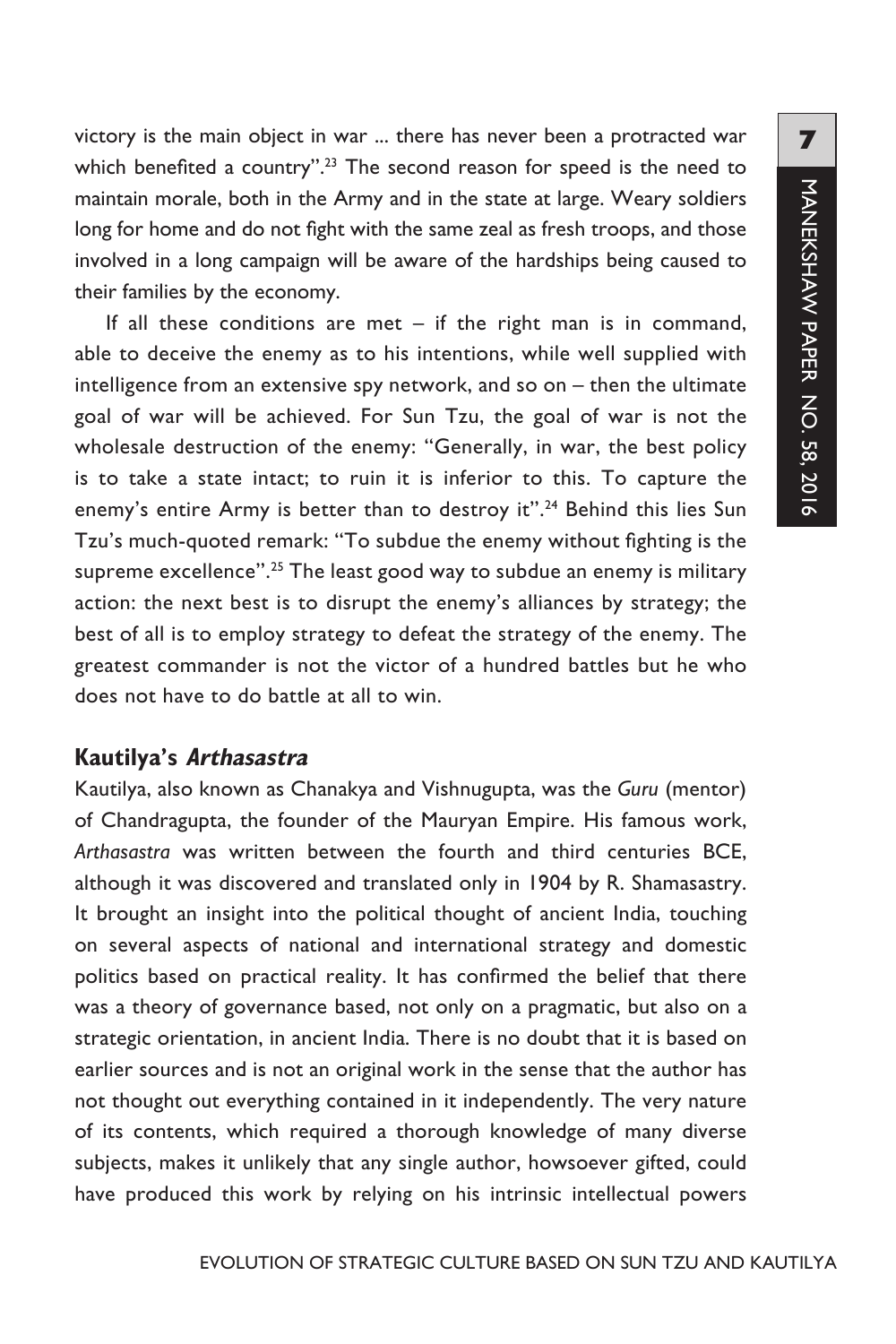victory is the main object in war ... there has never been a protracted war which benefited a country".[23] The second reason for speed is the need to maintain morale, both in the Army and in the state at large. Weary soldiers long for home and do not fight with the same zeal as fresh troops, and those involved in a long campaign will be aware of the hardships being caused to their families by the economy.

If all these conditions are met – if the right man is in command, able to deceive the enemy as to his intentions, while well supplied with intelligence from an extensive spy network, and so on – then the ultimate goal of war will be achieved. For Sun Tzu, the goal of war is not the wholesale destruction of the enemy: "Generally, in war, the best policy is to take a state intact; to ruin it is inferior to this. To capture the enemy's entire Army is better than to destroy it".[24] Behind this lies Sun Tzu's much-quoted remark: "To subdue the enemy without fighting is the supreme excellence".[25] The least good way to subdue an enemy is military action: the next best is to disrupt the enemy's alliances by strategy; the best of all is to employ strategy to defeat the strategy of the enemy. The greatest commander is not the victor of a hundred battles but he who does not have to do battle at all to win.

## Kautilya's *Arthasastra*

Kautilya, also known as Chanakya and Vishnugupta, was the *Guru* (mentor) of Chandragupta, the founder of the Mauryan Empire. His famous work, *Arthasastra* was written between the fourth and third centuries BCE, although it was discovered and translated only in 1904 by R. Shamasastry. It brought an insight into the political thought of ancient India, touching on several aspects of national and international strategy and domestic politics based on practical reality. It has confirmed the belief that there was a theory of governance based, not only on a pragmatic, but also on a strategic orientation, in ancient India. There is no doubt that it is based on earlier sources and is not an original work in the sense that the author has not thought out everything contained in it independently. The very nature of its contents, which required a thorough knowledge of many diverse subjects, makes it unlikely that any single author, howsoever gifted, could have produced this work by relying on his intrinsic intellectual powers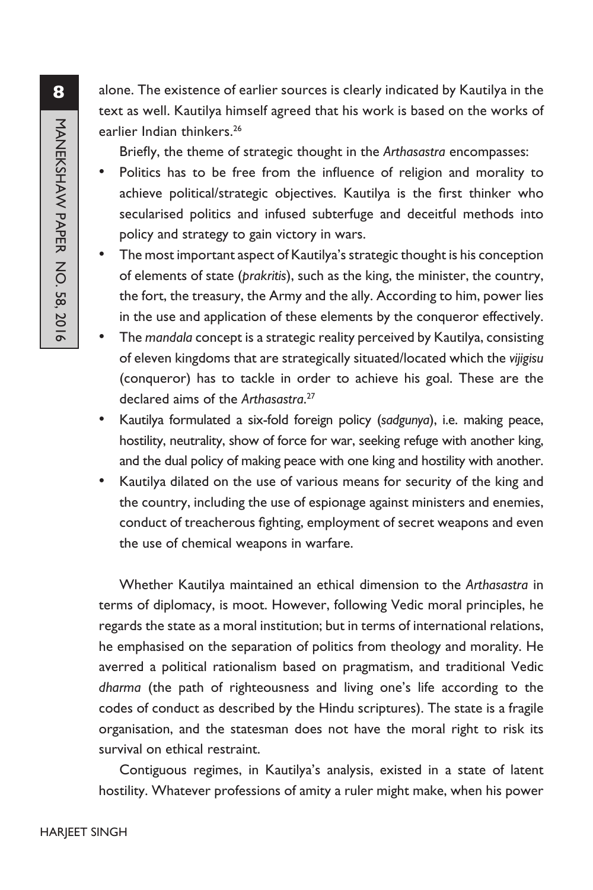alone. The existence of earlier sources is clearly indicated by Kautilya in the text as well. Kautilya himself agreed that his work is based on the works of earlier Indian thinkers.[26]

Briefly, the theme of strategic thought in the *Arthasastra* encompasses:

- Politics has to be free from the influence of religion and morality to achieve political/strategic objectives. Kautilya is the first thinker who secularised politics and infused subterfuge and deceitful methods into policy and strategy to gain victory in wars.
- The most important aspect of Kautilya's strategic thought is his conception of elements of state (*prakritis*), such as the king, the minister, the country, the fort, the treasury, the Army and the ally. According to him, power lies in the use and application of these elements by the conqueror effectively.
- The *mandala* concept is a strategic reality perceived by Kautilya, consisting of eleven kingdoms that are strategically situated/located which the *vijigisu* (conqueror) has to tackle in order to achieve his goal. These are the declared aims of the *Arthasastra*.[27]
- Kautilya formulated a six-fold foreign policy (*sadgunya*), i.e. making peace, hostility, neutrality, show of force for war, seeking refuge with another king, and the dual policy of making peace with one king and hostility with another.
- Kautilya dilated on the use of various means for security of the king and the country, including the use of espionage against ministers and enemies, conduct of treacherous fighting, employment of secret weapons and even the use of chemical weapons in warfare.

Whether Kautilya maintained an ethical dimension to the *Arthasastra* in terms of diplomacy, is moot. However, following Vedic moral principles, he regards the state as a moral institution; but in terms of international relations, he emphasised on the separation of politics from theology and morality. He averred a political rationalism based on pragmatism, and traditional Vedic *dharma* (the path of righteousness and living one's life according to the codes of conduct as described by the Hindu scriptures). The state is a fragile organisation, and the statesman does not have the moral right to risk its survival on ethical restraint.

Contiguous regimes, in Kautilya's analysis, existed in a state of latent hostility. Whatever professions of amity a ruler might make, when his power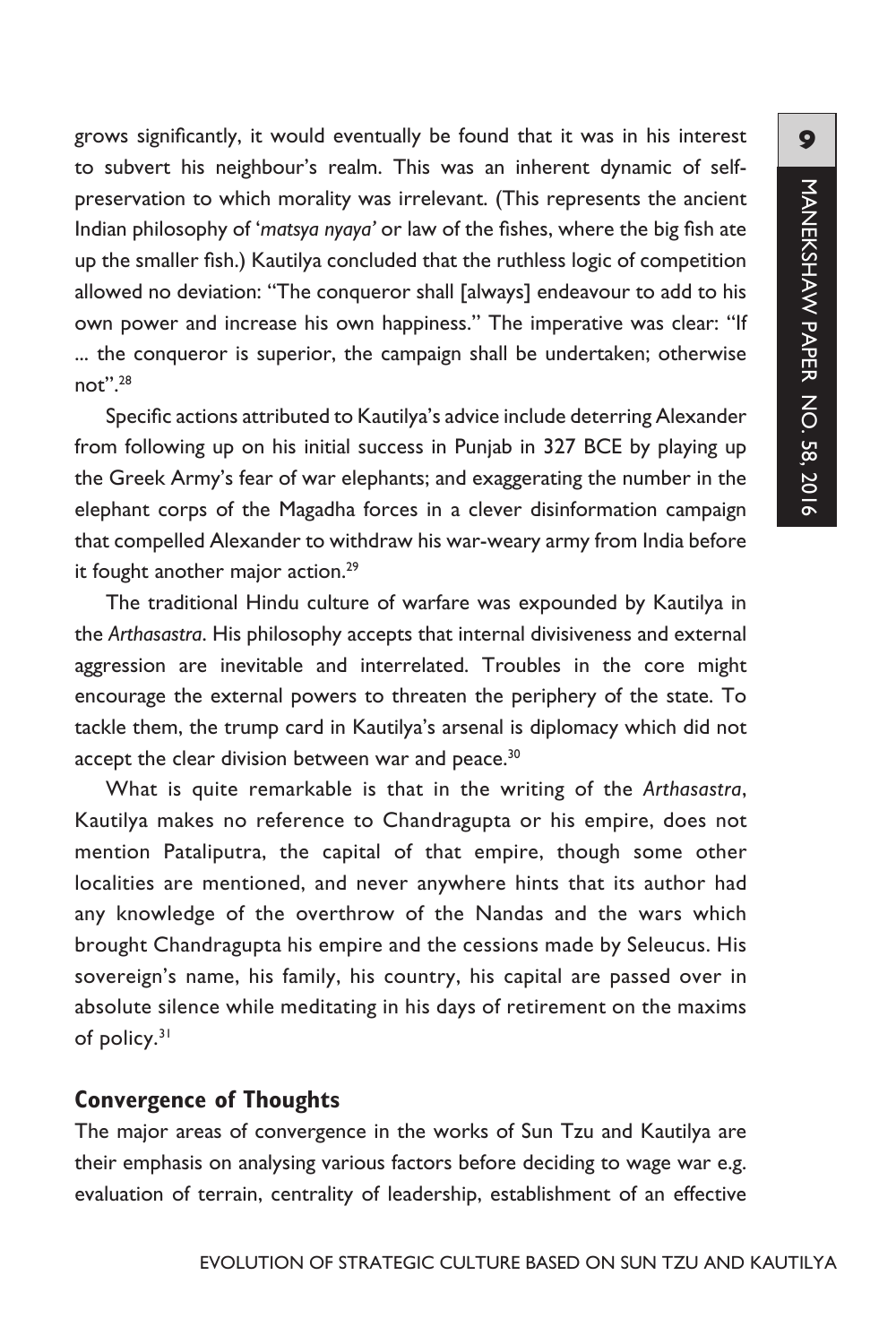grows significantly, it would eventually be found that it was in his interest to subvert his neighbour's realm. This was an inherent dynamic of self-preservation to which morality was irrelevant. (This represents the ancient Indian philosophy of '*matsya nyaya*' or law of the fishes, where the big fish ate up the smaller fish.) Kautilya concluded that the ruthless logic of competition allowed no deviation: "The conqueror shall [always] endeavour to add to his own power and increase his own happiness." The imperative was clear: "If ... the conqueror is superior, the campaign shall be undertaken; otherwise not".[28]

Specific actions attributed to Kautilya's advice include deterring Alexander from following up on his initial success in Punjab in 327 BCE by playing up the Greek Army's fear of war elephants; and exaggerating the number in the elephant corps of the Magadha forces in a clever disinformation campaign that compelled Alexander to withdraw his war-weary army from India before it fought another major action.[29]

The traditional Hindu culture of warfare was expounded by Kautilya in the *Arthasastra*. His philosophy accepts that internal divisiveness and external aggression are inevitable and interrelated. Troubles in the core might encourage the external powers to threaten the periphery of the state. To tackle them, the trump card in Kautilya's arsenal is diplomacy which did not accept the clear division between war and peace.[30]

What is quite remarkable is that in the writing of the *Arthasastra*, Kautilya makes no reference to Chandragupta or his empire, does not mention Pataliputra, the capital of that empire, though some other localities are mentioned, and never anywhere hints that its author had any knowledge of the overthrow of the Nandas and the wars which brought Chandragupta his empire and the cessions made by Seleucus. His sovereign's name, his family, his country, his capital are passed over in absolute silence while meditating in his days of retirement on the maxims of policy.[31]

## Convergence of Thoughts

The major areas of convergence in the works of Sun Tzu and Kautilya are their emphasis on analysing various factors before deciding to wage war e.g. evaluation of terrain, centrality of leadership, establishment of an effective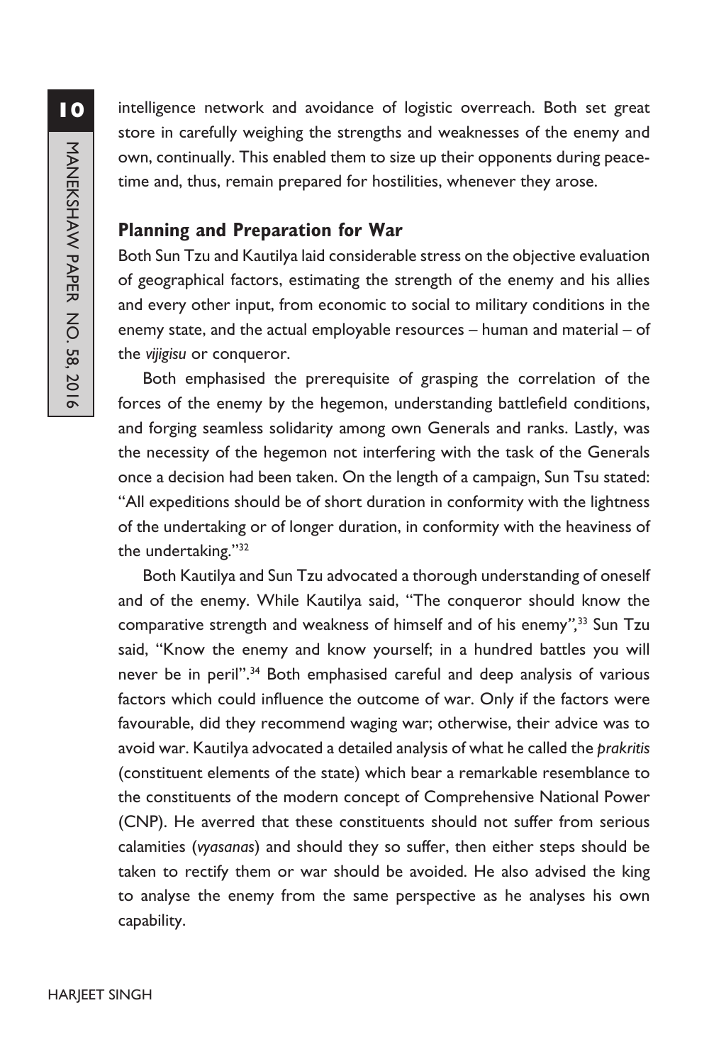intelligence network and avoidance of logistic overreach. Both set great store in carefully weighing the strengths and weaknesses of the enemy and own, continually. This enabled them to size up their opponents during peacetime and, thus, remain prepared for hostilities, whenever they arose.

## Planning and Preparation for War

Both Sun Tzu and Kautilya laid considerable stress on the objective evaluation of geographical factors, estimating the strength of the enemy and his allies and every other input, from economic to social to military conditions in the enemy state, and the actual employable resources – human and material – of the *vijigisu* or conqueror.

Both emphasised the prerequisite of grasping the correlation of the forces of the enemy by the hegemon, understanding battlefield conditions, and forging seamless solidarity among own Generals and ranks. Lastly, was the necessity of the hegemon not interfering with the task of the Generals once a decision had been taken. On the length of a campaign, Sun Tsu stated: "All expeditions should be of short duration in conformity with the lightness of the undertaking or of longer duration, in conformity with the heaviness of the undertaking."[32]

Both Kautilya and Sun Tzu advocated a thorough understanding of oneself and of the enemy. While Kautilya said, "The conqueror should know the comparative strength and weakness of himself and of his enemy",[33] Sun Tzu said, "Know the enemy and know yourself; in a hundred battles you will never be in peril".[34] Both emphasised careful and deep analysis of various factors which could influence the outcome of war. Only if the factors were favourable, did they recommend waging war; otherwise, their advice was to avoid war. Kautilya advocated a detailed analysis of what he called the *prakritis* (constituent elements of the state) which bear a remarkable resemblance to the constituents of the modern concept of Comprehensive National Power (CNP). He averred that these constituents should not suffer from serious calamities (*vyasanas*) and should they so suffer, then either steps should be taken to rectify them or war should be avoided. He also advised the king to analyse the enemy from the same perspective as he analyses his own capability.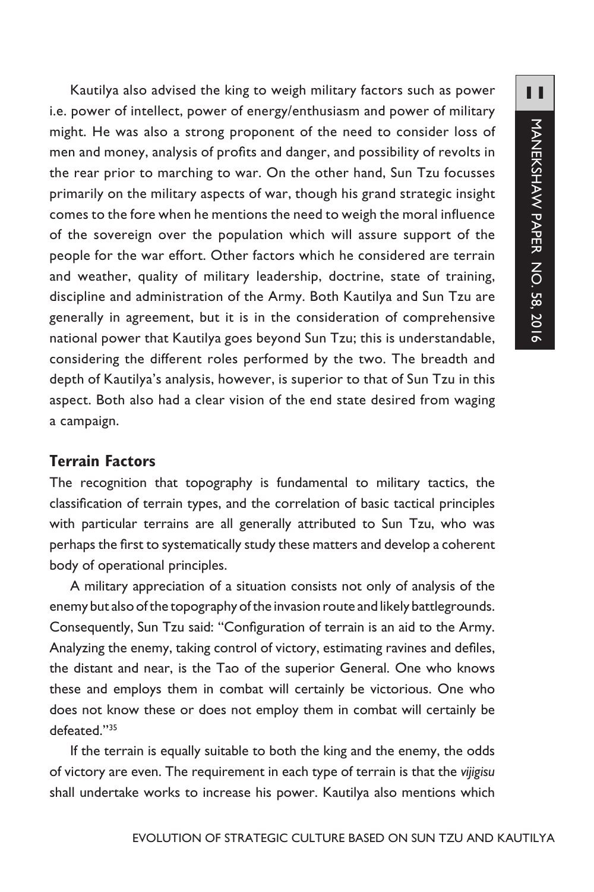Kautilya also advised the king to weigh military factors such as power i.e. power of intellect, power of energy/enthusiasm and power of military might. He was also a strong proponent of the need to consider loss of men and money, analysis of profits and danger, and possibility of revolts in the rear prior to marching to war. On the other hand, Sun Tzu focusses primarily on the military aspects of war, though his grand strategic insight comes to the fore when he mentions the need to weigh the moral influence of the sovereign over the population which will assure support of the people for the war effort. Other factors which he considered are terrain and weather, quality of military leadership, doctrine, state of training, discipline and administration of the Army. Both Kautilya and Sun Tzu are generally in agreement, but it is in the consideration of comprehensive national power that Kautilya goes beyond Sun Tzu; this is understandable, considering the different roles performed by the two. The breadth and depth of Kautilya's analysis, however, is superior to that of Sun Tzu in this aspect. Both also had a clear vision of the end state desired from waging a campaign.

## Terrain Factors

The recognition that topography is fundamental to military tactics, the classification of terrain types, and the correlation of basic tactical principles with particular terrains are all generally attributed to Sun Tzu, who was perhaps the first to systematically study these matters and develop a coherent body of operational principles.

A military appreciation of a situation consists not only of analysis of the enemy but also of the topography of the invasion route and likely battlegrounds. Consequently, Sun Tzu said: "Configuration of terrain is an aid to the Army. Analyzing the enemy, taking control of victory, estimating ravines and defiles, the distant and near, is the Tao of the superior General. One who knows these and employs them in combat will certainly be victorious. One who does not know these or does not employ them in combat will certainly be defeated."[35]

If the terrain is equally suitable to both the king and the enemy, the odds of victory are even. The requirement in each type of terrain is that the *vijigisu* shall undertake works to increase his power. Kautilya also mentions which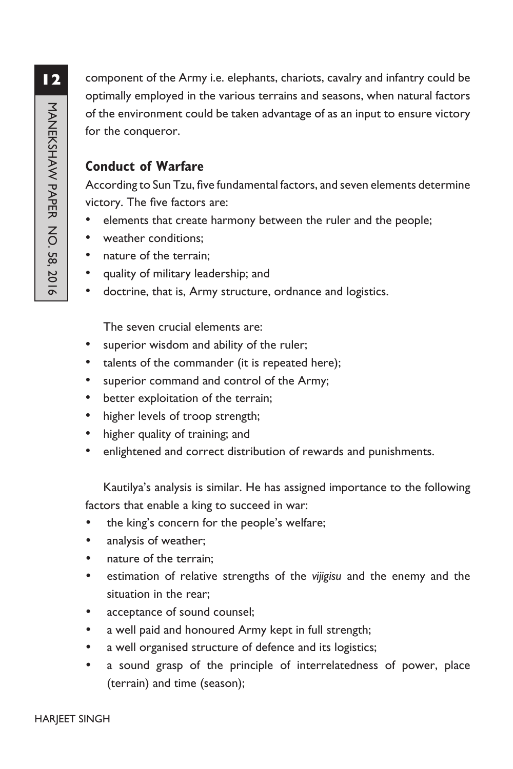component of the Army i.e. elephants, chariots, cavalry and infantry could be optimally employed in the various terrains and seasons, when natural factors of the environment could be taken advantage of as an input to ensure victory for the conqueror.

### Conduct of Warfare

According to Sun Tzu, five fundamental factors, and seven elements determine victory. The five factors are:

- elements that create harmony between the ruler and the people;
- weather conditions;
- nature of the terrain;
- quality of military leadership; and
- doctrine, that is, Army structure, ordnance and logistics.

The seven crucial elements are:

- superior wisdom and ability of the ruler;
- talents of the commander (it is repeated here);
- superior command and control of the Army;
- better exploitation of the terrain;
- higher levels of troop strength;
- higher quality of training; and
- enlightened and correct distribution of rewards and punishments.

Kautilya's analysis is similar. He has assigned importance to the following factors that enable a king to succeed in war:

- the king's concern for the people's welfare;
- analysis of weather;
- nature of the terrain;
- estimation of relative strengths of the *vijigisu* and the enemy and the situation in the rear;
- acceptance of sound counsel;
- a well paid and honoured Army kept in full strength;
- a well organised structure of defence and its logistics;
- a sound grasp of the principle of interrelatedness of power, place (terrain) and time (season);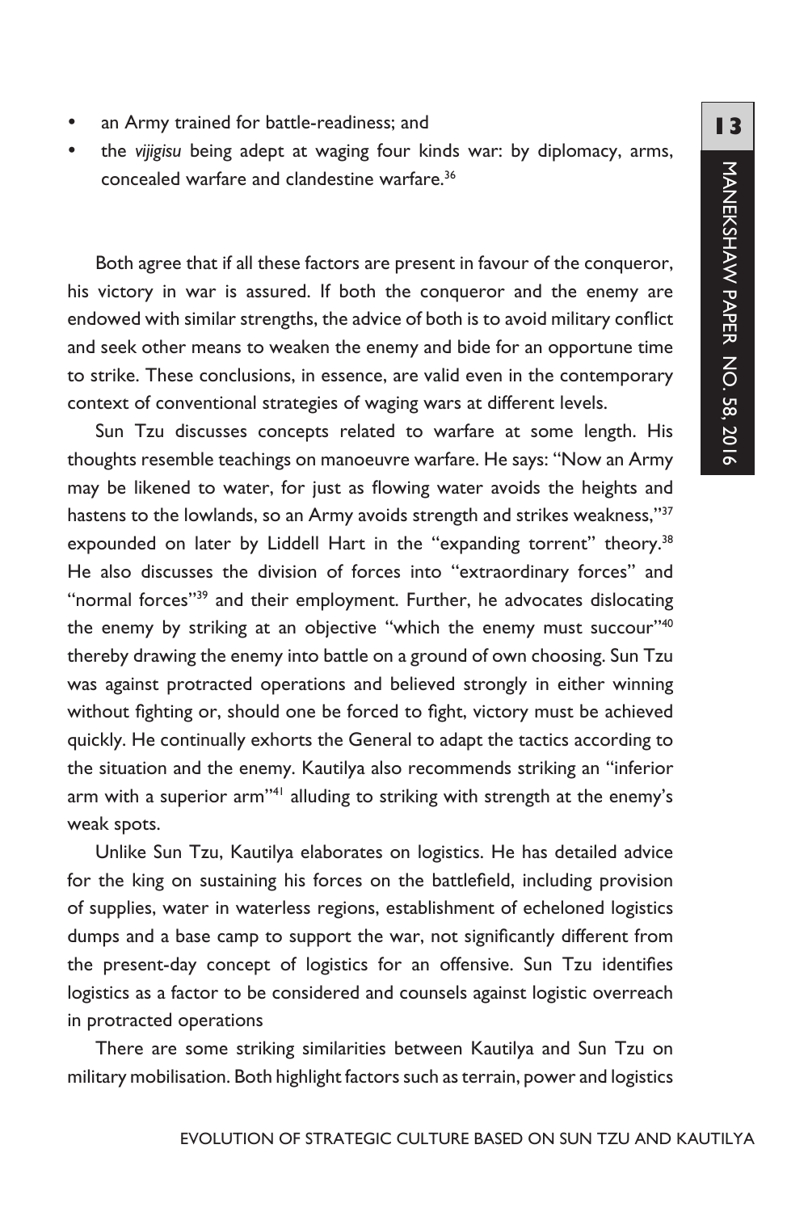- an Army trained for battle-readiness; and
- the *vijigisu* being adept at waging four kinds war: by diplomacy, arms, concealed warfare and clandestine warfare.[36]

Both agree that if all these factors are present in favour of the conqueror, his victory in war is assured. If both the conqueror and the enemy are endowed with similar strengths, the advice of both is to avoid military conflict and seek other means to weaken the enemy and bide for an opportune time to strike. These conclusions, in essence, are valid even in the contemporary context of conventional strategies of waging wars at different levels.

Sun Tzu discusses concepts related to warfare at some length. His thoughts resemble teachings on manoeuvre warfare. He says: "Now an Army may be likened to water, for just as flowing water avoids the heights and hastens to the lowlands, so an Army avoids strength and strikes weakness,"[37] expounded on later by Liddell Hart in the "expanding torrent" theory.[38] He also discusses the division of forces into "extraordinary forces" and "normal forces"[39] and their employment. Further, he advocates dislocating the enemy by striking at an objective "which the enemy must succour"[40] thereby drawing the enemy into battle on a ground of own choosing. Sun Tzu was against protracted operations and believed strongly in either winning without fighting or, should one be forced to fight, victory must be achieved quickly. He continually exhorts the General to adapt the tactics according to the situation and the enemy. Kautilya also recommends striking an "inferior arm with a superior arm"[41] alluding to striking with strength at the enemy's weak spots.

Unlike Sun Tzu, Kautilya elaborates on logistics. He has detailed advice for the king on sustaining his forces on the battlefield, including provision of supplies, water in waterless regions, establishment of echeloned logistics dumps and a base camp to support the war, not significantly different from the present-day concept of logistics for an offensive. Sun Tzu identifies logistics as a factor to be considered and counsels against logistic overreach in protracted operations

There are some striking similarities between Kautilya and Sun Tzu on military mobilisation. Both highlight factors such as terrain, power and logistics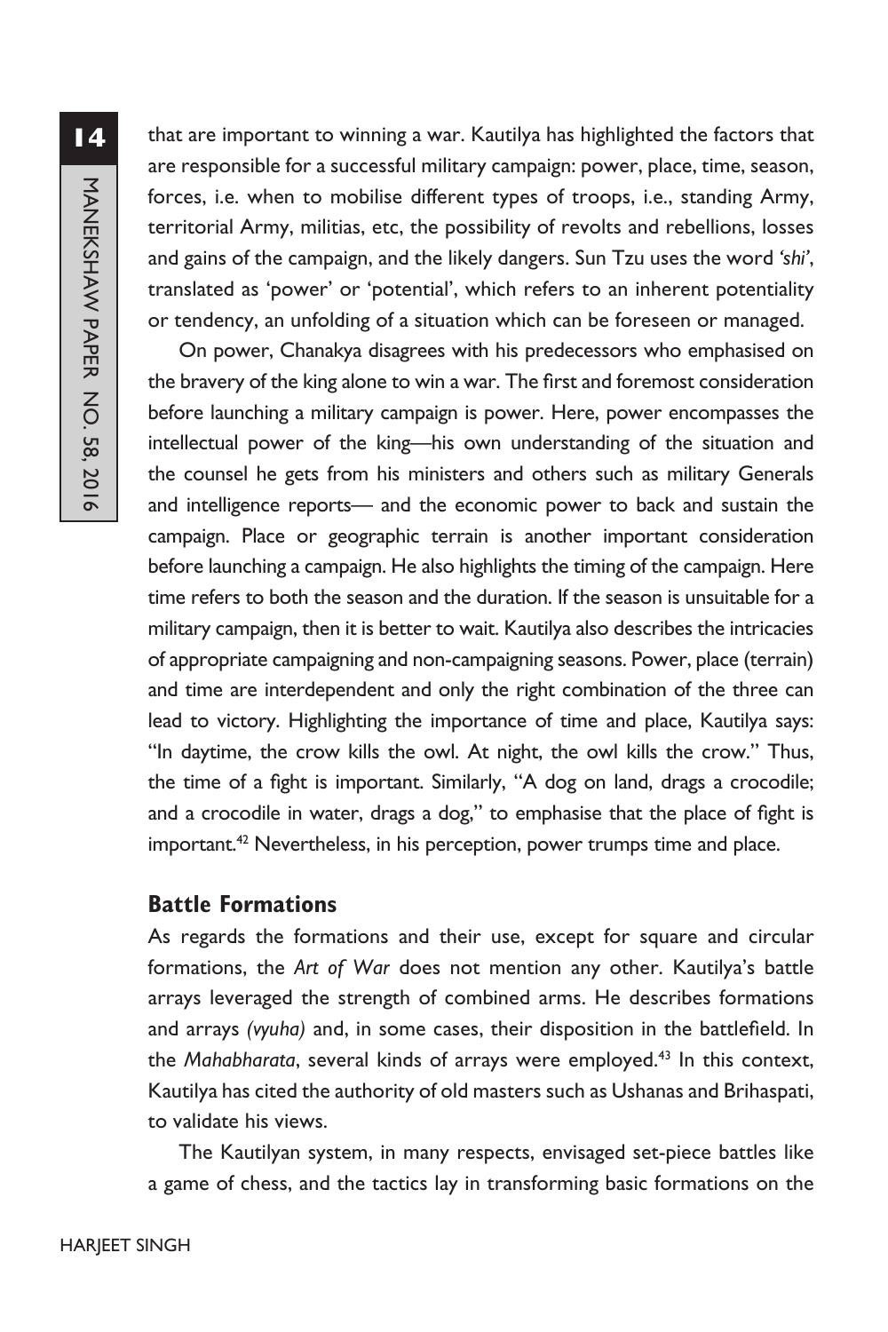that are important to winning a war. Kautilya has highlighted the factors that are responsible for a successful military campaign: power, place, time, season, forces, i.e. when to mobilise different types of troops, i.e., standing Army, territorial Army, militias, etc, the possibility of revolts and rebellions, losses and gains of the campaign, and the likely dangers. Sun Tzu uses the word *'shi'*, translated as 'power' or 'potential', which refers to an inherent potentiality or tendency, an unfolding of a situation which can be foreseen or managed.

On power, Chanakya disagrees with his predecessors who emphasised on the bravery of the king alone to win a war. The first and foremost consideration before launching a military campaign is power. Here, power encompasses the intellectual power of the king—his own understanding of the situation and the counsel he gets from his ministers and others such as military Generals and intelligence reports— and the economic power to back and sustain the campaign. Place or geographic terrain is another important consideration before launching a campaign. He also highlights the timing of the campaign. Here time refers to both the season and the duration. If the season is unsuitable for a military campaign, then it is better to wait. Kautilya also describes the intricacies of appropriate campaigning and non-campaigning seasons. Power, place (terrain) and time are interdependent and only the right combination of the three can lead to victory. Highlighting the importance of time and place, Kautilya says: "In daytime, the crow kills the owl. At night, the owl kills the crow." Thus, the time of a fight is important. Similarly, "A dog on land, drags a crocodile; and a crocodile in water, drags a dog," to emphasise that the place of fight is important.[42] Nevertheless, in his perception, power trumps time and place.

## Battle Formations

As regards the formations and their use, except for square and circular formations, the *Art of War* does not mention any other. Kautilya's battle arrays leveraged the strength of combined arms. He describes formations and arrays *(vyuha)* and, in some cases, their disposition in the battlefield. In the *Mahabharata*, several kinds of arrays were employed.[43] In this context, Kautilya has cited the authority of old masters such as Ushanas and Brihaspati, to validate his views.

The Kautilyan system, in many respects, envisaged set-piece battles like a game of chess, and the tactics lay in transforming basic formations on the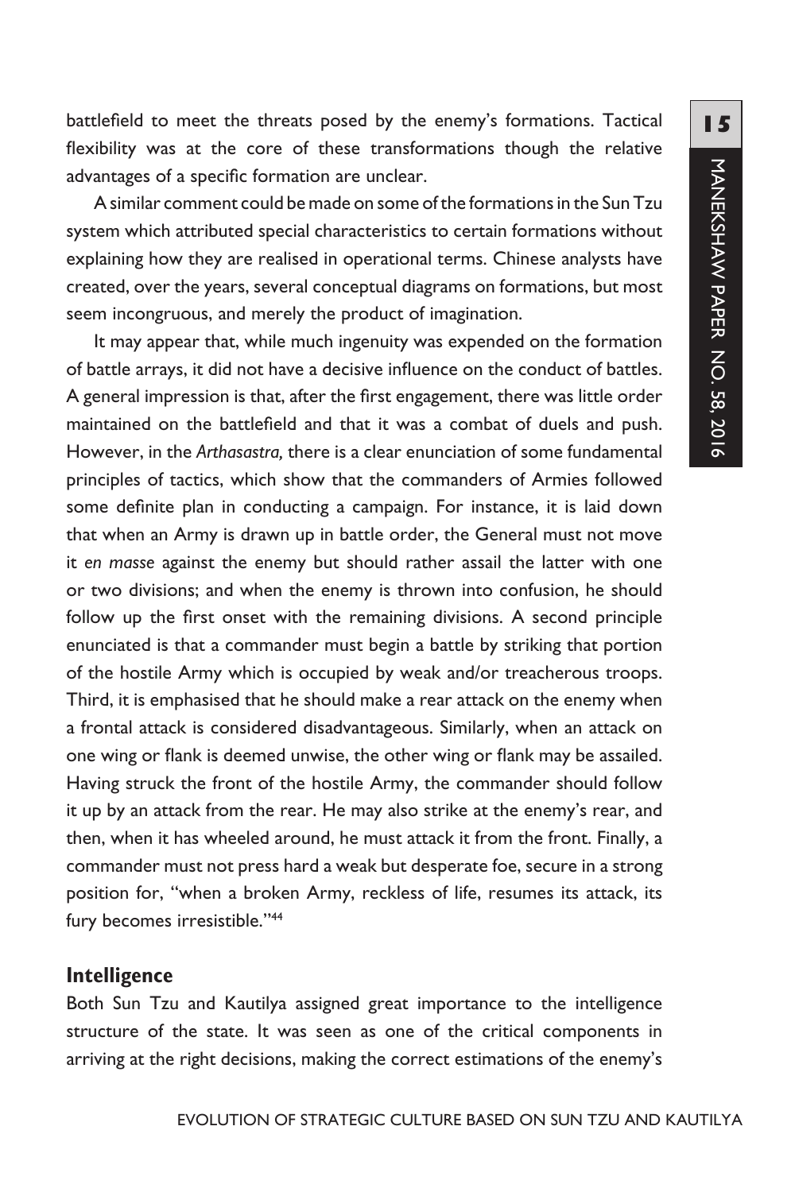battlefield to meet the threats posed by the enemy's formations. Tactical flexibility was at the core of these transformations though the relative advantages of a specific formation are unclear.

A similar comment could be made on some of the formations in the Sun Tzu system which attributed special characteristics to certain formations without explaining how they are realised in operational terms. Chinese analysts have created, over the years, several conceptual diagrams on formations, but most seem incongruous, and merely the product of imagination.

It may appear that, while much ingenuity was expended on the formation of battle arrays, it did not have a decisive influence on the conduct of battles. A general impression is that, after the first engagement, there was little order maintained on the battlefield and that it was a combat of duels and push. However, in the *Arthasastra,* there is a clear enunciation of some fundamental principles of tactics, which show that the commanders of Armies followed some definite plan in conducting a campaign. For instance, it is laid down that when an Army is drawn up in battle order, the General must not move it *en masse* against the enemy but should rather assail the latter with one or two divisions; and when the enemy is thrown into confusion, he should follow up the first onset with the remaining divisions. A second principle enunciated is that a commander must begin a battle by striking that portion of the hostile Army which is occupied by weak and/or treacherous troops. Third, it is emphasised that he should make a rear attack on the enemy when a frontal attack is considered disadvantageous. Similarly, when an attack on one wing or flank is deemed unwise, the other wing or flank may be assailed. Having struck the front of the hostile Army, the commander should follow it up by an attack from the rear. He may also strike at the enemy's rear, and then, when it has wheeled around, he must attack it from the front. Finally, a commander must not press hard a weak but desperate foe, secure in a strong position for, "when a broken Army, reckless of life, resumes its attack, its fury becomes irresistible."[44]

## Intelligence

Both Sun Tzu and Kautilya assigned great importance to the intelligence structure of the state. It was seen as one of the critical components in arriving at the right decisions, making the correct estimations of the enemy's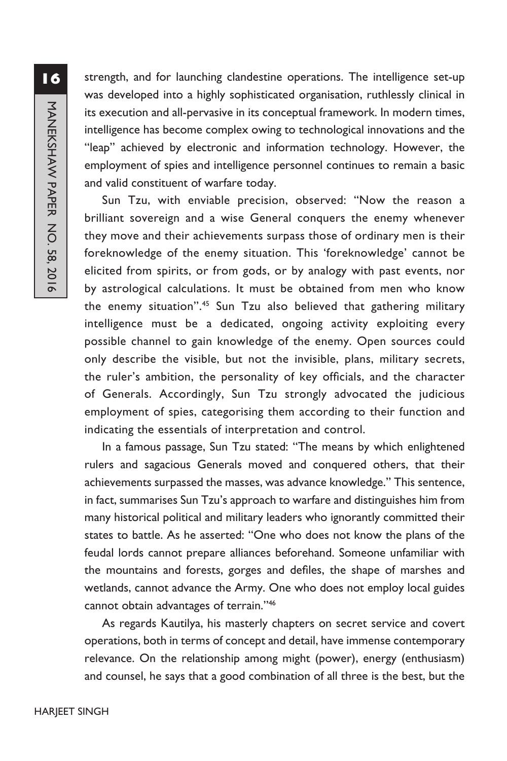strength, and for launching clandestine operations. The intelligence set-up was developed into a highly sophisticated organisation, ruthlessly clinical in its execution and all-pervasive in its conceptual framework. In modern times, intelligence has become complex owing to technological innovations and the "leap" achieved by electronic and information technology. However, the employment of spies and intelligence personnel continues to remain a basic and valid constituent of warfare today.

Sun Tzu, with enviable precision, observed: "Now the reason a brilliant sovereign and a wise General conquers the enemy whenever they move and their achievements surpass those of ordinary men is their foreknowledge of the enemy situation. This 'foreknowledge' cannot be elicited from spirits, or from gods, or by analogy with past events, nor by astrological calculations. It must be obtained from men who know the enemy situation".[45] Sun Tzu also believed that gathering military intelligence must be a dedicated, ongoing activity exploiting every possible channel to gain knowledge of the enemy. Open sources could only describe the visible, but not the invisible, plans, military secrets, the ruler's ambition, the personality of key officials, and the character of Generals. Accordingly, Sun Tzu strongly advocated the judicious employment of spies, categorising them according to their function and indicating the essentials of interpretation and control.

In a famous passage, Sun Tzu stated: "The means by which enlightened rulers and sagacious Generals moved and conquered others, that their achievements surpassed the masses, was advance knowledge." This sentence, in fact, summarises Sun Tzu's approach to warfare and distinguishes him from many historical political and military leaders who ignorantly committed their states to battle. As he asserted: "One who does not know the plans of the feudal lords cannot prepare alliances beforehand. Someone unfamiliar with the mountains and forests, gorges and defiles, the shape of marshes and wetlands, cannot advance the Army. One who does not employ local guides cannot obtain advantages of terrain."[46]

As regards Kautilya, his masterly chapters on secret service and covert operations, both in terms of concept and detail, have immense contemporary relevance. On the relationship among might (power), energy (enthusiasm) and counsel, he says that a good combination of all three is the best, but the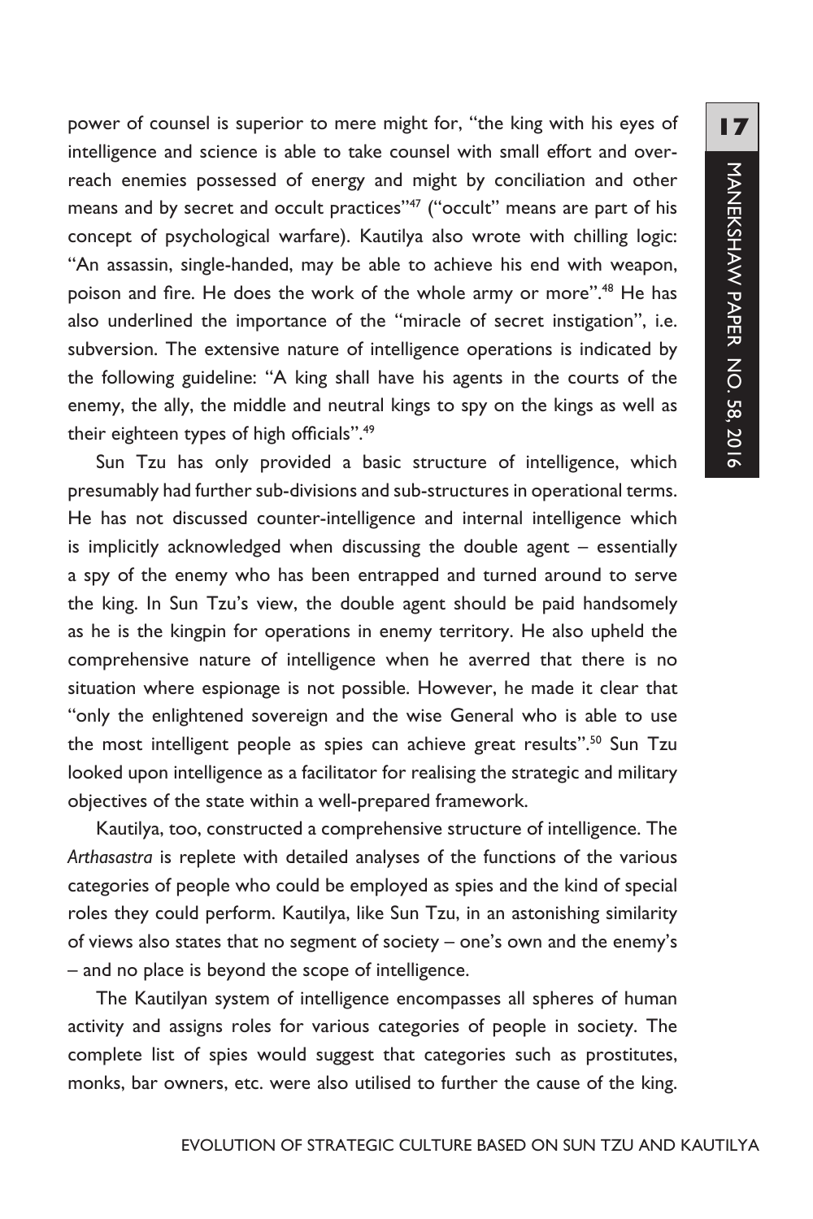power of counsel is superior to mere might for, "the king with his eyes of intelligence and science is able to take counsel with small effort and over-reach enemies possessed of energy and might by conciliation and other means and by secret and occult practices"[47] ("occult" means are part of his concept of psychological warfare). Kautilya also wrote with chilling logic: "An assassin, single-handed, may be able to achieve his end with weapon, poison and fire. He does the work of the whole army or more".[48] He has also underlined the importance of the "miracle of secret instigation", i.e. subversion. The extensive nature of intelligence operations is indicated by the following guideline: "A king shall have his agents in the courts of the enemy, the ally, the middle and neutral kings to spy on the kings as well as their eighteen types of high officials".[49]

Sun Tzu has only provided a basic structure of intelligence, which presumably had further sub-divisions and sub-structures in operational terms. He has not discussed counter-intelligence and internal intelligence which is implicitly acknowledged when discussing the double agent – essentially a spy of the enemy who has been entrapped and turned around to serve the king. In Sun Tzu's view, the double agent should be paid handsomely as he is the kingpin for operations in enemy territory. He also upheld the comprehensive nature of intelligence when he averred that there is no situation where espionage is not possible. However, he made it clear that "only the enlightened sovereign and the wise General who is able to use the most intelligent people as spies can achieve great results".[50] Sun Tzu looked upon intelligence as a facilitator for realising the strategic and military objectives of the state within a well-prepared framework.

Kautilya, too, constructed a comprehensive structure of intelligence. The *Arthasastra* is replete with detailed analyses of the functions of the various categories of people who could be employed as spies and the kind of special roles they could perform. Kautilya, like Sun Tzu, in an astonishing similarity of views also states that no segment of society – one's own and the enemy's – and no place is beyond the scope of intelligence.

The Kautilyan system of intelligence encompasses all spheres of human activity and assigns roles for various categories of people in society. The complete list of spies would suggest that categories such as prostitutes, monks, bar owners, etc. were also utilised to further the cause of the king.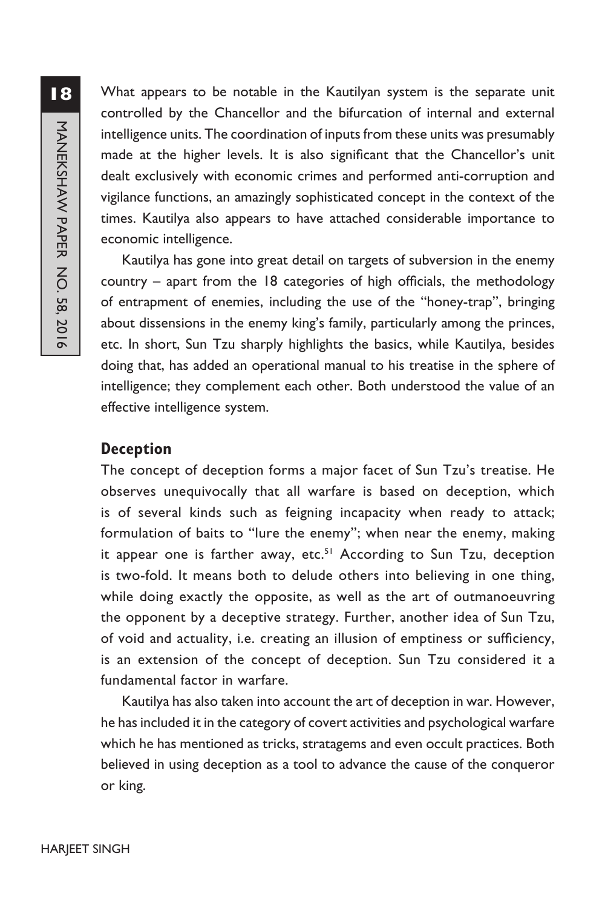What appears to be notable in the Kautilyan system is the separate unit controlled by the Chancellor and the bifurcation of internal and external intelligence units. The coordination of inputs from these units was presumably made at the higher levels. It is also significant that the Chancellor's unit dealt exclusively with economic crimes and performed anti-corruption and vigilance functions, an amazingly sophisticated concept in the context of the times. Kautilya also appears to have attached considerable importance to economic intelligence.

Kautilya has gone into great detail on targets of subversion in the enemy country – apart from the 18 categories of high officials, the methodology of entrapment of enemies, including the use of the "honey-trap", bringing about dissensions in the enemy king's family, particularly among the princes, etc. In short, Sun Tzu sharply highlights the basics, while Kautilya, besides doing that, has added an operational manual to his treatise in the sphere of intelligence; they complement each other. Both understood the value of an effective intelligence system.

## Deception

The concept of deception forms a major facet of Sun Tzu's treatise. He observes unequivocally that all warfare is based on deception, which is of several kinds such as feigning incapacity when ready to attack; formulation of baits to "lure the enemy"; when near the enemy, making it appear one is farther away, etc.[51] According to Sun Tzu, deception is two-fold. It means both to delude others into believing in one thing, while doing exactly the opposite, as well as the art of outmanoeuvring the opponent by a deceptive strategy. Further, another idea of Sun Tzu, of void and actuality, i.e. creating an illusion of emptiness or sufficiency, is an extension of the concept of deception. Sun Tzu considered it a fundamental factor in warfare.

Kautilya has also taken into account the art of deception in war. However, he has included it in the category of covert activities and psychological warfare which he has mentioned as tricks, stratagems and even occult practices. Both believed in using deception as a tool to advance the cause of the conqueror or king.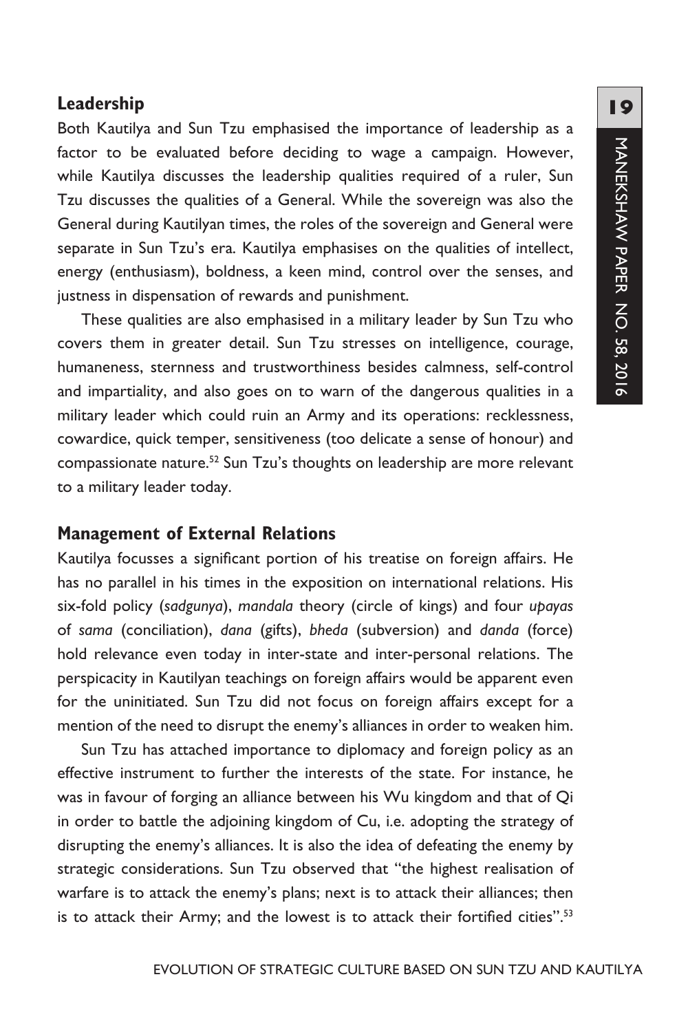## Leadership

Both Kautilya and Sun Tzu emphasised the importance of leadership as a factor to be evaluated before deciding to wage a campaign. However, while Kautilya discusses the leadership qualities required of a ruler, Sun Tzu discusses the qualities of a General. While the sovereign was also the General during Kautilyan times, the roles of the sovereign and General were separate in Sun Tzu's era. Kautilya emphasises on the qualities of intellect, energy (enthusiasm), boldness, a keen mind, control over the senses, and justness in dispensation of rewards and punishment.

These qualities are also emphasised in a military leader by Sun Tzu who covers them in greater detail. Sun Tzu stresses on intelligence, courage, humaneness, sternness and trustworthiness besides calmness, self-control and impartiality, and also goes on to warn of the dangerous qualities in a military leader which could ruin an Army and its operations: recklessness, cowardice, quick temper, sensitiveness (too delicate a sense of honour) and compassionate nature.[52] Sun Tzu's thoughts on leadership are more relevant to a military leader today.

## Management of External Relations

Kautilya focusses a significant portion of his treatise on foreign affairs. He has no parallel in his times in the exposition on international relations. His six-fold policy (*sadgunya*), *mandala* theory (circle of kings) and four *upayas* of *sama* (conciliation), *dana* (gifts), *bheda* (subversion) and *danda* (force) hold relevance even today in inter-state and inter-personal relations. The perspicacity in Kautilyan teachings on foreign affairs would be apparent even for the uninitiated. Sun Tzu did not focus on foreign affairs except for a mention of the need to disrupt the enemy's alliances in order to weaken him.

Sun Tzu has attached importance to diplomacy and foreign policy as an effective instrument to further the interests of the state. For instance, he was in favour of forging an alliance between his Wu kingdom and that of Qi in order to battle the adjoining kingdom of Cu, i.e. adopting the strategy of disrupting the enemy's alliances. It is also the idea of defeating the enemy by strategic considerations. Sun Tzu observed that "the highest realisation of warfare is to attack the enemy's plans; next is to attack their alliances; then is to attack their Army; and the lowest is to attack their fortified cities".[53]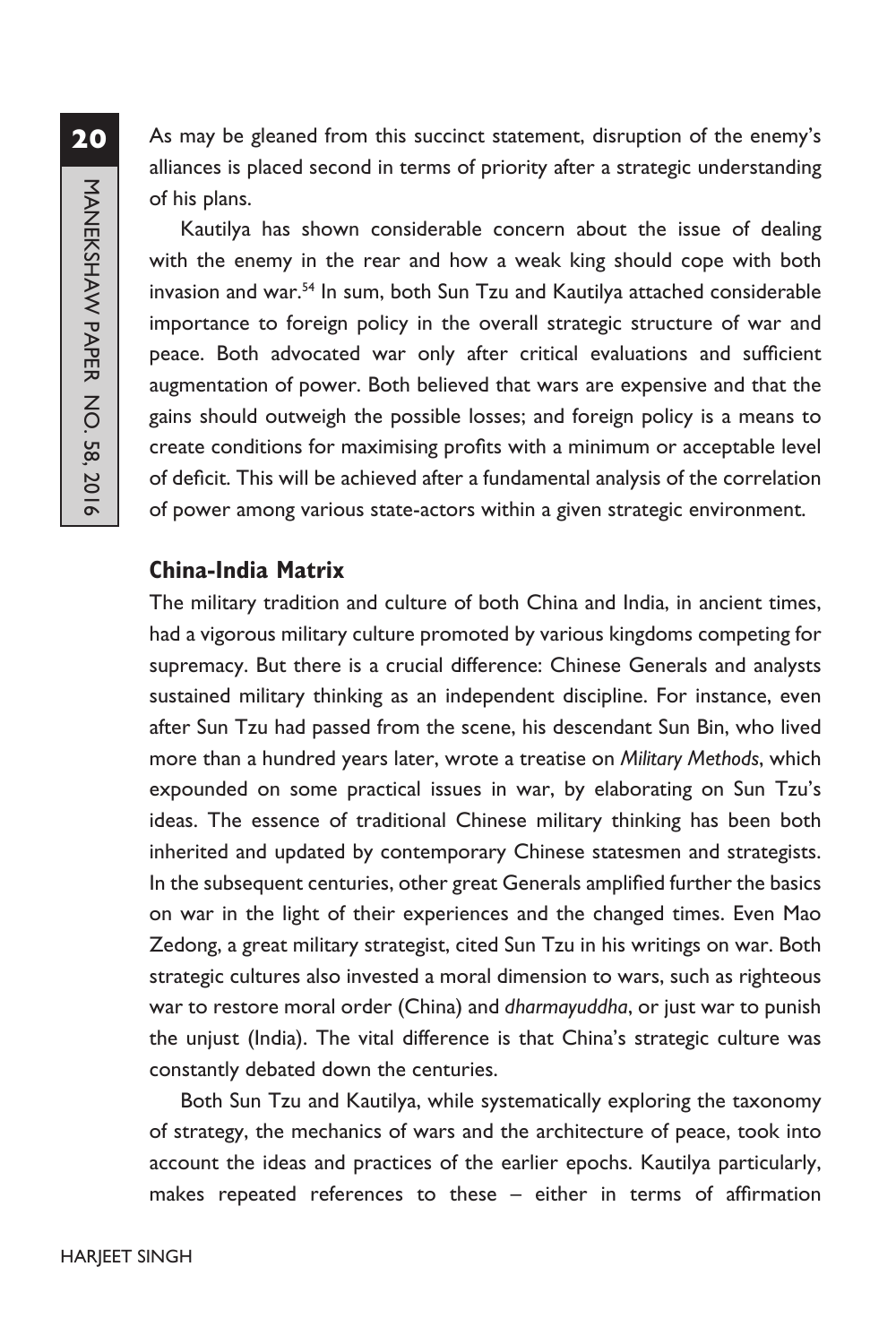As may be gleaned from this succinct statement, disruption of the enemy's alliances is placed second in terms of priority after a strategic understanding of his plans.

Kautilya has shown considerable concern about the issue of dealing with the enemy in the rear and how a weak king should cope with both invasion and war.[54] In sum, both Sun Tzu and Kautilya attached considerable importance to foreign policy in the overall strategic structure of war and peace. Both advocated war only after critical evaluations and sufficient augmentation of power. Both believed that wars are expensive and that the gains should outweigh the possible losses; and foreign policy is a means to create conditions for maximising profits with a minimum or acceptable level of deficit. This will be achieved after a fundamental analysis of the correlation of power among various state-actors within a given strategic environment.

## China-India Matrix

The military tradition and culture of both China and India, in ancient times, had a vigorous military culture promoted by various kingdoms competing for supremacy. But there is a crucial difference: Chinese Generals and analysts sustained military thinking as an independent discipline. For instance, even after Sun Tzu had passed from the scene, his descendant Sun Bin, who lived more than a hundred years later, wrote a treatise on *Military Methods*, which expounded on some practical issues in war, by elaborating on Sun Tzu's ideas. The essence of traditional Chinese military thinking has been both inherited and updated by contemporary Chinese statesmen and strategists. In the subsequent centuries, other great Generals amplified further the basics on war in the light of their experiences and the changed times. Even Mao Zedong, a great military strategist, cited Sun Tzu in his writings on war. Both strategic cultures also invested a moral dimension to wars, such as righteous war to restore moral order (China) and *dharmayuddha*, or just war to punish the unjust (India). The vital difference is that China's strategic culture was constantly debated down the centuries.

Both Sun Tzu and Kautilya, while systematically exploring the taxonomy of strategy, the mechanics of wars and the architecture of peace, took into account the ideas and practices of the earlier epochs. Kautilya particularly, makes repeated references to these – either in terms of affirmation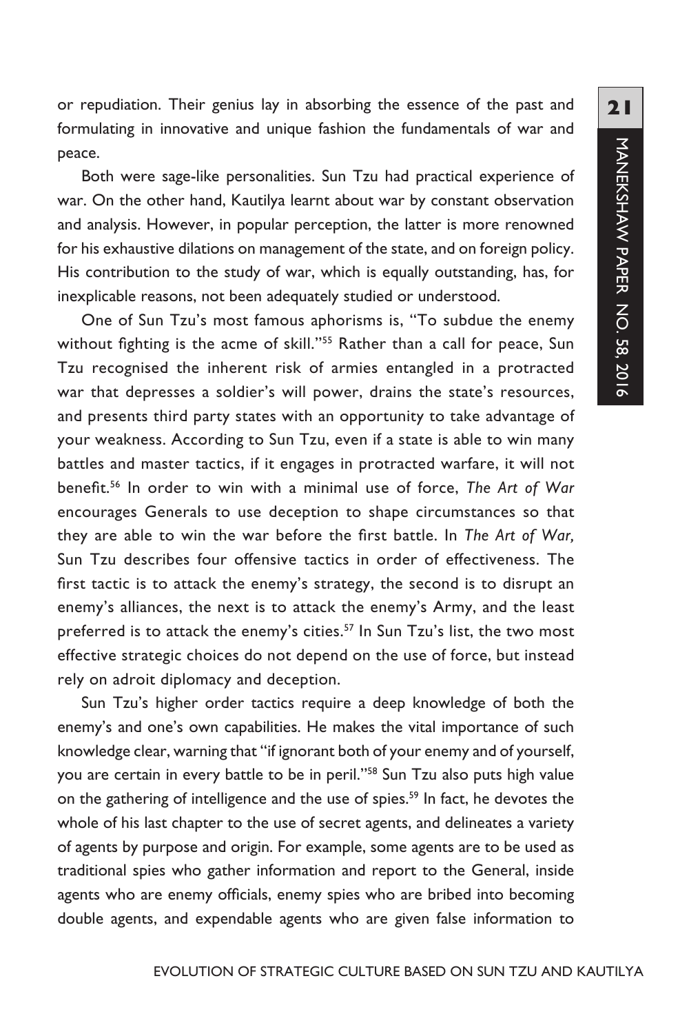or repudiation. Their genius lay in absorbing the essence of the past and formulating in innovative and unique fashion the fundamentals of war and peace.

Both were sage-like personalities. Sun Tzu had practical experience of war. On the other hand, Kautilya learnt about war by constant observation and analysis. However, in popular perception, the latter is more renowned for his exhaustive dilations on management of the state, and on foreign policy. His contribution to the study of war, which is equally outstanding, has, for inexplicable reasons, not been adequately studied or understood.

One of Sun Tzu's most famous aphorisms is, "To subdue the enemy without fighting is the acme of skill."[55] Rather than a call for peace, Sun Tzu recognised the inherent risk of armies entangled in a protracted war that depresses a soldier's will power, drains the state's resources, and presents third party states with an opportunity to take advantage of your weakness. According to Sun Tzu, even if a state is able to win many battles and master tactics, if it engages in protracted warfare, it will not benefit.[56] In order to win with a minimal use of force, *The Art of War* encourages Generals to use deception to shape circumstances so that they are able to win the war before the first battle. In *The Art of War,* Sun Tzu describes four offensive tactics in order of effectiveness. The first tactic is to attack the enemy's strategy, the second is to disrupt an enemy's alliances, the next is to attack the enemy's Army, and the least preferred is to attack the enemy's cities.[57] In Sun Tzu's list, the two most effective strategic choices do not depend on the use of force, but instead rely on adroit diplomacy and deception.

Sun Tzu's higher order tactics require a deep knowledge of both the enemy's and one's own capabilities. He makes the vital importance of such knowledge clear, warning that "if ignorant both of your enemy and of yourself, you are certain in every battle to be in peril."[58] Sun Tzu also puts high value on the gathering of intelligence and the use of spies.[59] In fact, he devotes the whole of his last chapter to the use of secret agents, and delineates a variety of agents by purpose and origin. For example, some agents are to be used as traditional spies who gather information and report to the General, inside agents who are enemy officials, enemy spies who are bribed into becoming double agents, and expendable agents who are given false information to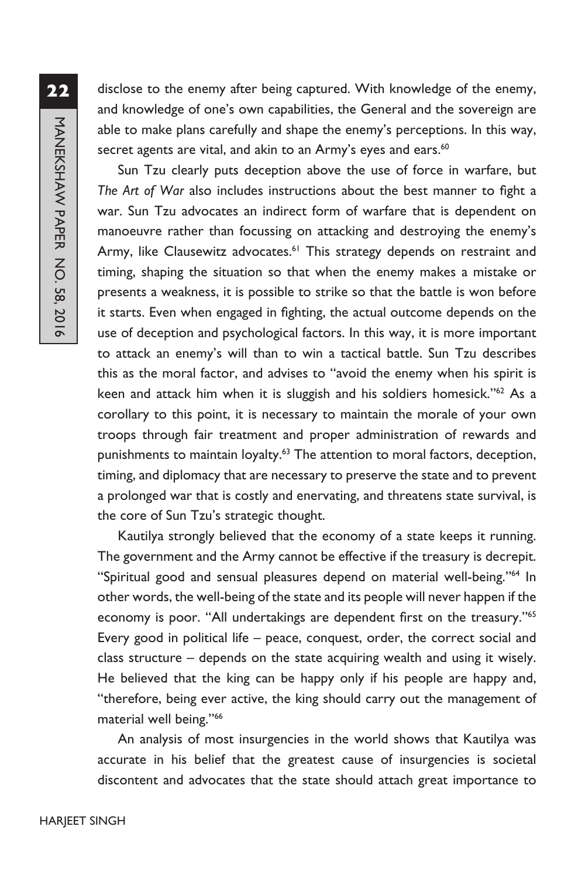disclose to the enemy after being captured. With knowledge of the enemy, and knowledge of one's own capabilities, the General and the sovereign are able to make plans carefully and shape the enemy's perceptions. In this way, secret agents are vital, and akin to an Army's eyes and ears.[60]

Sun Tzu clearly puts deception above the use of force in warfare, but *The Art of War* also includes instructions about the best manner to fight a war. Sun Tzu advocates an indirect form of warfare that is dependent on manoeuvre rather than focussing on attacking and destroying the enemy's Army, like Clausewitz advocates.[61] This strategy depends on restraint and timing, shaping the situation so that when the enemy makes a mistake or presents a weakness, it is possible to strike so that the battle is won before it starts. Even when engaged in fighting, the actual outcome depends on the use of deception and psychological factors. In this way, it is more important to attack an enemy's will than to win a tactical battle. Sun Tzu describes this as the moral factor, and advises to "avoid the enemy when his spirit is keen and attack him when it is sluggish and his soldiers homesick."[62] As a corollary to this point, it is necessary to maintain the morale of your own troops through fair treatment and proper administration of rewards and punishments to maintain loyalty.[63] The attention to moral factors, deception, timing, and diplomacy that are necessary to preserve the state and to prevent a prolonged war that is costly and enervating, and threatens state survival, is the core of Sun Tzu's strategic thought.

Kautilya strongly believed that the economy of a state keeps it running. The government and the Army cannot be effective if the treasury is decrepit. "Spiritual good and sensual pleasures depend on material well-being."[64] In other words, the well-being of the state and its people will never happen if the economy is poor. "All undertakings are dependent first on the treasury."[65] Every good in political life – peace, conquest, order, the correct social and class structure – depends on the state acquiring wealth and using it wisely. He believed that the king can be happy only if his people are happy and, "therefore, being ever active, the king should carry out the management of material well being."[66]

An analysis of most insurgencies in the world shows that Kautilya was accurate in his belief that the greatest cause of insurgencies is societal discontent and advocates that the state should attach great importance to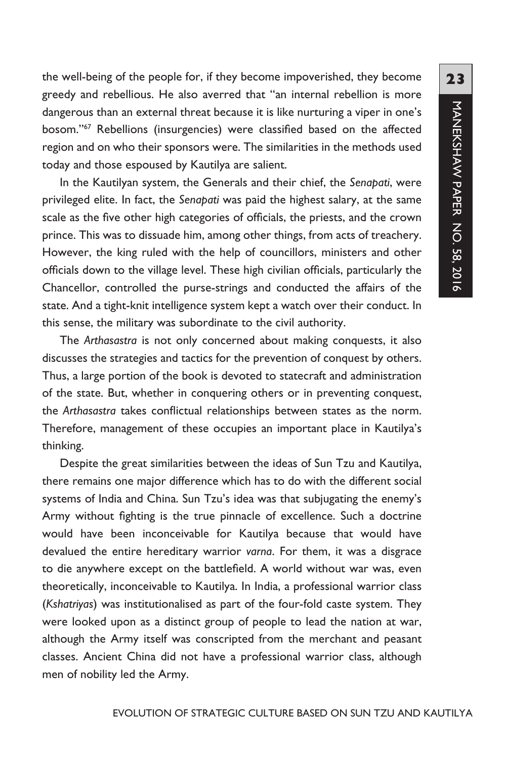the well-being of the people for, if they become impoverished, they become greedy and rebellious. He also averred that "an internal rebellion is more dangerous than an external threat because it is like nurturing a viper in one's bosom."[67] Rebellions (insurgencies) were classified based on the affected region and on who their sponsors were. The similarities in the methods used today and those espoused by Kautilya are salient.

In the Kautilyan system, the Generals and their chief, the *Senapati*, were privileged elite. In fact, the *Senapati* was paid the highest salary, at the same scale as the five other high categories of officials, the priests, and the crown prince. This was to dissuade him, among other things, from acts of treachery. However, the king ruled with the help of councillors, ministers and other officials down to the village level. These high civilian officials, particularly the Chancellor, controlled the purse-strings and conducted the affairs of the state. And a tight-knit intelligence system kept a watch over their conduct. In this sense, the military was subordinate to the civil authority.

The *Arthasastra* is not only concerned about making conquests, it also discusses the strategies and tactics for the prevention of conquest by others. Thus, a large portion of the book is devoted to statecraft and administration of the state. But, whether in conquering others or in preventing conquest, the *Arthasastra* takes conflictual relationships between states as the norm. Therefore, management of these occupies an important place in Kautilya's thinking.

Despite the great similarities between the ideas of Sun Tzu and Kautilya, there remains one major difference which has to do with the different social systems of India and China. Sun Tzu's idea was that subjugating the enemy's Army without fighting is the true pinnacle of excellence. Such a doctrine would have been inconceivable for Kautilya because that would have devalued the entire hereditary warrior *varna*. For them, it was a disgrace to die anywhere except on the battlefield. A world without war was, even theoretically, inconceivable to Kautilya. In India, a professional warrior class (*Kshatriyas*) was institutionalised as part of the four-fold caste system. They were looked upon as a distinct group of people to lead the nation at war, although the Army itself was conscripted from the merchant and peasant classes. Ancient China did not have a professional warrior class, although men of nobility led the Army.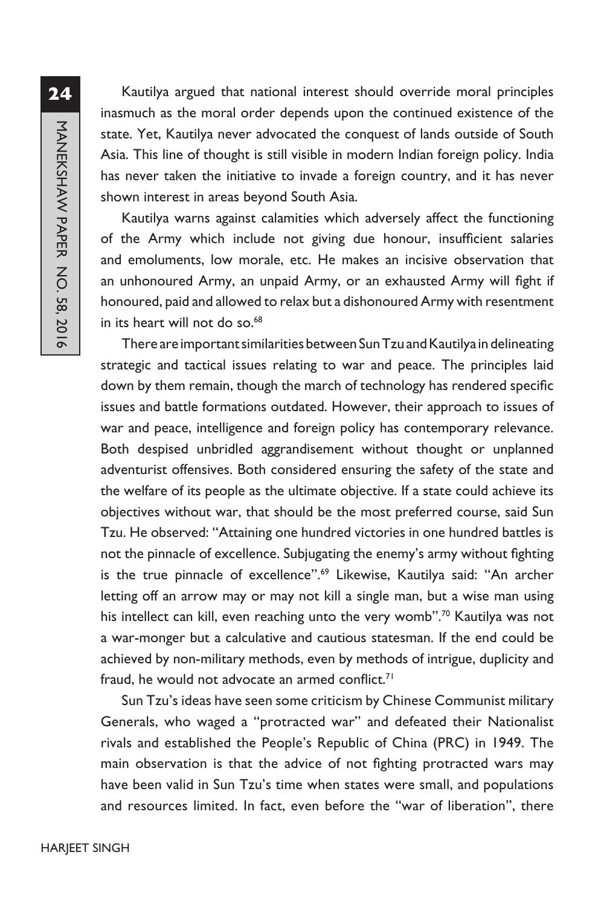Kautilya argued that national interest should override moral principles inasmuch as the moral order depends upon the continued existence of the state. Yet, Kautilya never advocated the conquest of lands outside of South Asia. This line of thought is still visible in modern Indian foreign policy. India has never taken the initiative to invade a foreign country, and it has never shown interest in areas beyond South Asia.

Kautilya warns against calamities which adversely affect the functioning of the Army which include not giving due honour, insufficient salaries and emoluments, low morale, etc. He makes an incisive observation that an unhonoured Army, an unpaid Army, or an exhausted Army will fight if honoured, paid and allowed to relax but a dishonoured Army with resentment in its heart will not do so.[68]

There are important similarities between Sun Tzu and Kautilya in delineating strategic and tactical issues relating to war and peace. The principles laid down by them remain, though the march of technology has rendered specific issues and battle formations outdated. However, their approach to issues of war and peace, intelligence and foreign policy has contemporary relevance. Both despised unbridled aggrandisement without thought or unplanned adventurist offensives. Both considered ensuring the safety of the state and the welfare of its people as the ultimate objective. If a state could achieve its objectives without war, that should be the most preferred course, said Sun Tzu. He observed: "Attaining one hundred victories in one hundred battles is not the pinnacle of excellence. Subjugating the enemy's army without fighting is the true pinnacle of excellence".[69] Likewise, Kautilya said: "An archer letting off an arrow may or may not kill a single man, but a wise man using his intellect can kill, even reaching unto the very womb".[70] Kautilya was not a war-monger but a calculative and cautious statesman. If the end could be achieved by non-military methods, even by methods of intrigue, duplicity and fraud, he would not advocate an armed conflict.[71]

Sun Tzu's ideas have seen some criticism by Chinese Communist military Generals, who waged a "protracted war" and defeated their Nationalist rivals and established the People's Republic of China (PRC) in 1949. The main observation is that the advice of not fighting protracted wars may have been valid in Sun Tzu's time when states were small, and populations and resources limited. In fact, even before the "war of liberation", there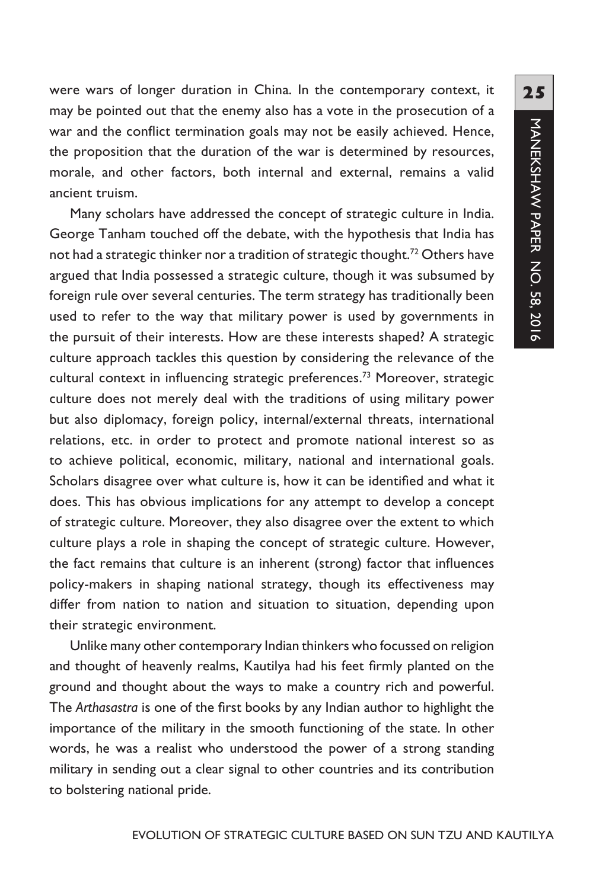were wars of longer duration in China. In the contemporary context, it may be pointed out that the enemy also has a vote in the prosecution of a war and the conflict termination goals may not be easily achieved. Hence, the proposition that the duration of the war is determined by resources, morale, and other factors, both internal and external, remains a valid ancient truism.

Many scholars have addressed the concept of strategic culture in India. George Tanham touched off the debate, with the hypothesis that India has not had a strategic thinker nor a tradition of strategic thought.[72] Others have argued that India possessed a strategic culture, though it was subsumed by foreign rule over several centuries. The term strategy has traditionally been used to refer to the way that military power is used by governments in the pursuit of their interests. How are these interests shaped? A strategic culture approach tackles this question by considering the relevance of the cultural context in influencing strategic preferences.[73] Moreover, strategic culture does not merely deal with the traditions of using military power but also diplomacy, foreign policy, internal/external threats, international relations, etc. in order to protect and promote national interest so as to achieve political, economic, military, national and international goals. Scholars disagree over what culture is, how it can be identified and what it does. This has obvious implications for any attempt to develop a concept of strategic culture. Moreover, they also disagree over the extent to which culture plays a role in shaping the concept of strategic culture. However, the fact remains that culture is an inherent (strong) factor that influences policy-makers in shaping national strategy, though its effectiveness may differ from nation to nation and situation to situation, depending upon their strategic environment.

Unlike many other contemporary Indian thinkers who focussed on religion and thought of heavenly realms, Kautilya had his feet firmly planted on the ground and thought about the ways to make a country rich and powerful. The *Arthasastra* is one of the first books by any Indian author to highlight the importance of the military in the smooth functioning of the state. In other words, he was a realist who understood the power of a strong standing military in sending out a clear signal to other countries and its contribution to bolstering national pride.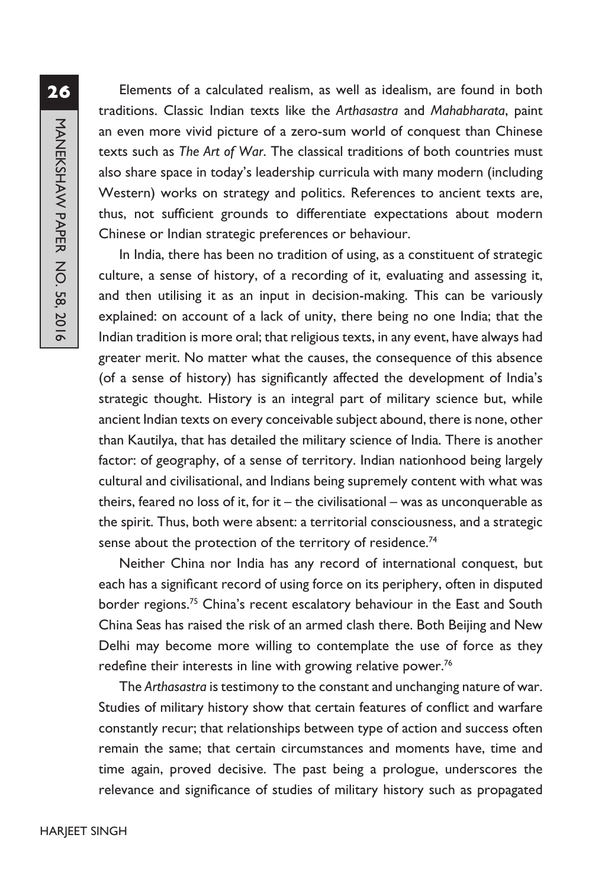Elements of a calculated realism, as well as idealism, are found in both traditions. Classic Indian texts like the *Arthasastra* and *Mahabharata*, paint an even more vivid picture of a zero-sum world of conquest than Chinese texts such as *The Art of War*. The classical traditions of both countries must also share space in today's leadership curricula with many modern (including Western) works on strategy and politics. References to ancient texts are, thus, not sufficient grounds to differentiate expectations about modern Chinese or Indian strategic preferences or behaviour.

In India, there has been no tradition of using, as a constituent of strategic culture, a sense of history, of a recording of it, evaluating and assessing it, and then utilising it as an input in decision-making. This can be variously explained: on account of a lack of unity, there being no one India; that the Indian tradition is more oral; that religious texts, in any event, have always had greater merit. No matter what the causes, the consequence of this absence (of a sense of history) has significantly affected the development of India's strategic thought. History is an integral part of military science but, while ancient Indian texts on every conceivable subject abound, there is none, other than Kautilya, that has detailed the military science of India. There is another factor: of geography, of a sense of territory. Indian nationhood being largely cultural and civilisational, and Indians being supremely content with what was theirs, feared no loss of it, for it – the civilisational – was as unconquerable as the spirit. Thus, both were absent: a territorial consciousness, and a strategic sense about the protection of the territory of residence.[74]

Neither China nor India has any record of international conquest, but each has a significant record of using force on its periphery, often in disputed border regions.[75] China's recent escalatory behaviour in the East and South China Seas has raised the risk of an armed clash there. Both Beijing and New Delhi may become more willing to contemplate the use of force as they redefine their interests in line with growing relative power.[76]

The *Arthasastra* is testimony to the constant and unchanging nature of war. Studies of military history show that certain features of conflict and warfare constantly recur; that relationships between type of action and success often remain the same; that certain circumstances and moments have, time and time again, proved decisive. The past being a prologue, underscores the relevance and significance of studies of military history such as propagated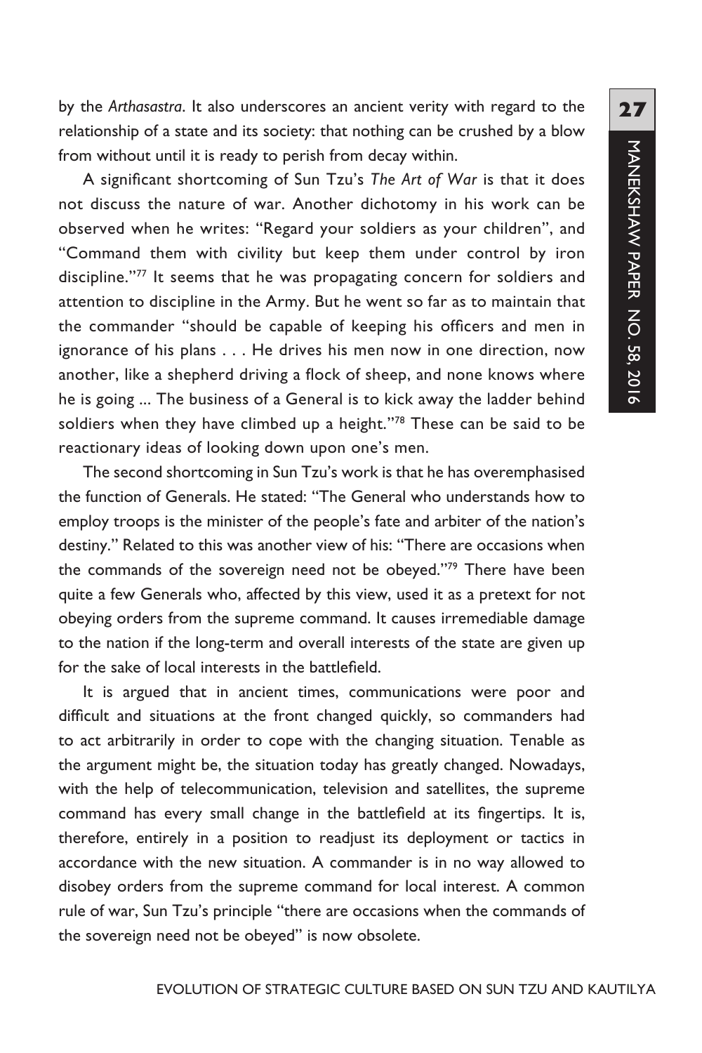by the *Arthasastra*. It also underscores an ancient verity with regard to the relationship of a state and its society: that nothing can be crushed by a blow from without until it is ready to perish from decay within.

A significant shortcoming of Sun Tzu's *The Art of War* is that it does not discuss the nature of war. Another dichotomy in his work can be observed when he writes: "Regard your soldiers as your children", and "Command them with civility but keep them under control by iron discipline."[77] It seems that he was propagating concern for soldiers and attention to discipline in the Army. But he went so far as to maintain that the commander "should be capable of keeping his officers and men in ignorance of his plans . . . He drives his men now in one direction, now another, like a shepherd driving a flock of sheep, and none knows where he is going ... The business of a General is to kick away the ladder behind soldiers when they have climbed up a height."[78] These can be said to be reactionary ideas of looking down upon one's men.

The second shortcoming in Sun Tzu's work is that he has overemphasised the function of Generals. He stated: "The General who understands how to employ troops is the minister of the people's fate and arbiter of the nation's destiny." Related to this was another view of his: "There are occasions when the commands of the sovereign need not be obeyed."[79] There have been quite a few Generals who, affected by this view, used it as a pretext for not obeying orders from the supreme command. It causes irremediable damage to the nation if the long-term and overall interests of the state are given up for the sake of local interests in the battlefield.

It is argued that in ancient times, communications were poor and difficult and situations at the front changed quickly, so commanders had to act arbitrarily in order to cope with the changing situation. Tenable as the argument might be, the situation today has greatly changed. Nowadays, with the help of telecommunication, television and satellites, the supreme command has every small change in the battlefield at its fingertips. It is, therefore, entirely in a position to readjust its deployment or tactics in accordance with the new situation. A commander is in no way allowed to disobey orders from the supreme command for local interest. A common rule of war, Sun Tzu's principle "there are occasions when the commands of the sovereign need not be obeyed" is now obsolete.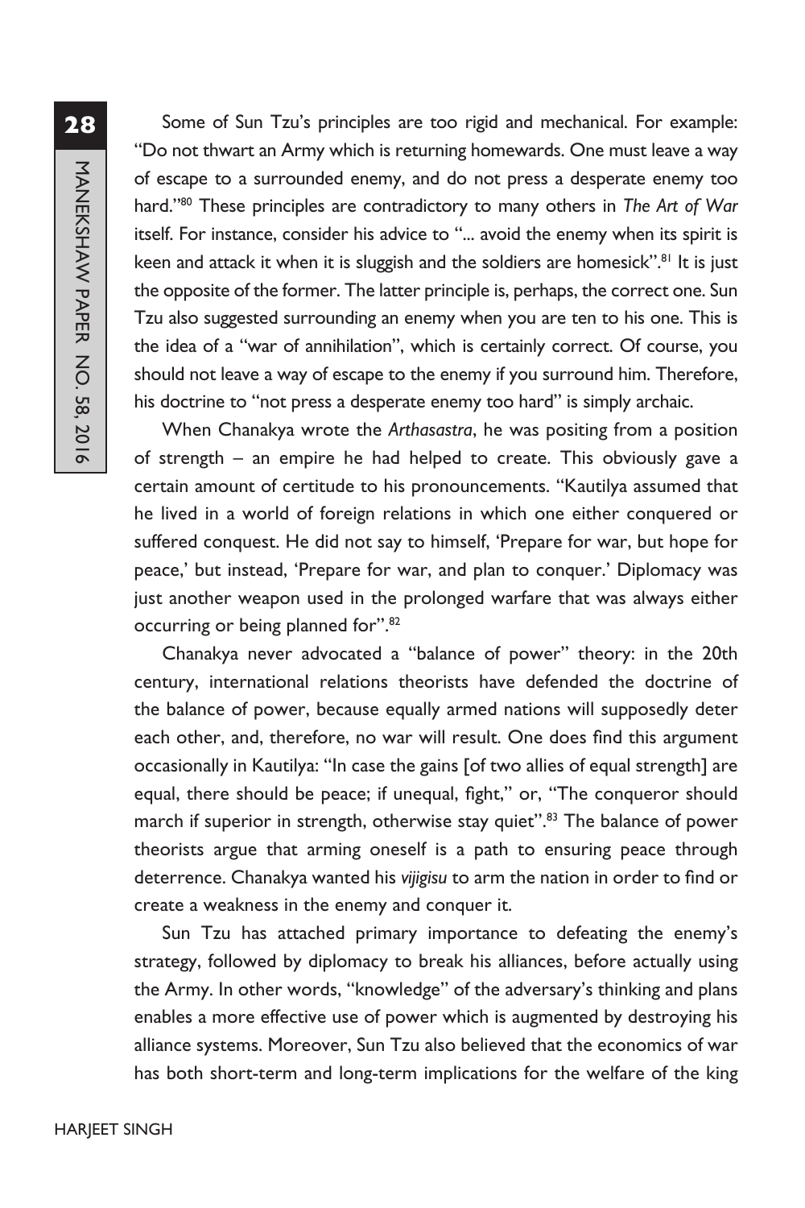Some of Sun Tzu's principles are too rigid and mechanical. For example: "Do not thwart an Army which is returning homewards. One must leave a way of escape to a surrounded enemy, and do not press a desperate enemy too hard."[80] These principles are contradictory to many others in *The Art of War* itself. For instance, consider his advice to "... avoid the enemy when its spirit is keen and attack it when it is sluggish and the soldiers are homesick".[81] It is just the opposite of the former. The latter principle is, perhaps, the correct one. Sun Tzu also suggested surrounding an enemy when you are ten to his one. This is the idea of a "war of annihilation", which is certainly correct. Of course, you should not leave a way of escape to the enemy if you surround him. Therefore, his doctrine to "not press a desperate enemy too hard" is simply archaic.

When Chanakya wrote the *Arthasastra*, he was positing from a position of strength – an empire he had helped to create. This obviously gave a certain amount of certitude to his pronouncements. "Kautilya assumed that he lived in a world of foreign relations in which one either conquered or suffered conquest. He did not say to himself, 'Prepare for war, but hope for peace,' but instead, 'Prepare for war, and plan to conquer.' Diplomacy was just another weapon used in the prolonged warfare that was always either occurring or being planned for".[82]

Chanakya never advocated a "balance of power" theory: in the 20th century, international relations theorists have defended the doctrine of the balance of power, because equally armed nations will supposedly deter each other, and, therefore, no war will result. One does find this argument occasionally in Kautilya: "In case the gains [of two allies of equal strength] are equal, there should be peace; if unequal, fight," or, "The conqueror should march if superior in strength, otherwise stay quiet".[83] The balance of power theorists argue that arming oneself is a path to ensuring peace through deterrence. Chanakya wanted his *vijigisu* to arm the nation in order to find or create a weakness in the enemy and conquer it.

Sun Tzu has attached primary importance to defeating the enemy's strategy, followed by diplomacy to break his alliances, before actually using the Army. In other words, "knowledge" of the adversary's thinking and plans enables a more effective use of power which is augmented by destroying his alliance systems. Moreover, Sun Tzu also believed that the economics of war has both short-term and long-term implications for the welfare of the king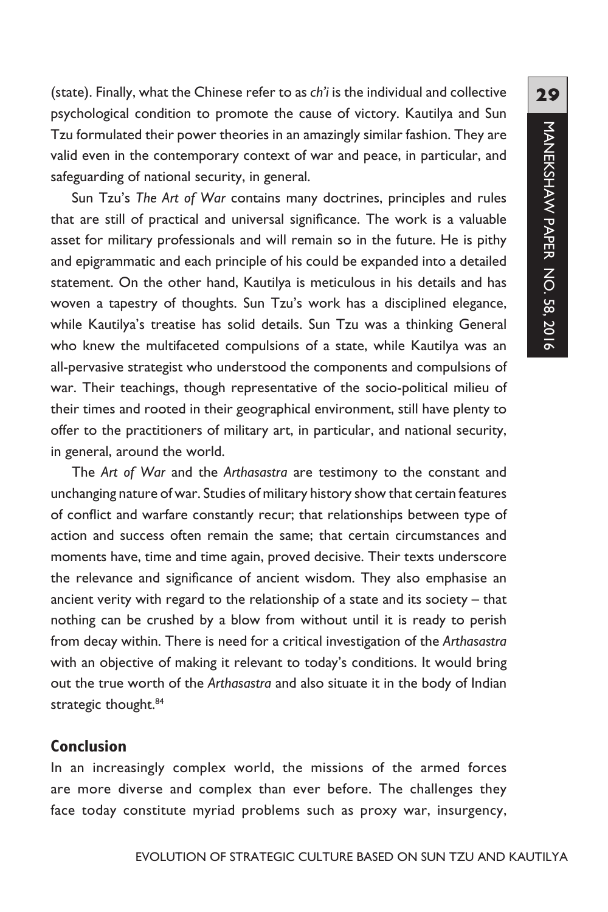(state). Finally, what the Chinese refer to as *ch'i* is the individual and collective psychological condition to promote the cause of victory. Kautilya and Sun Tzu formulated their power theories in an amazingly similar fashion. They are valid even in the contemporary context of war and peace, in particular, and safeguarding of national security, in general.

Sun Tzu's *The Art of War* contains many doctrines, principles and rules that are still of practical and universal significance. The work is a valuable asset for military professionals and will remain so in the future. He is pithy and epigrammatic and each principle of his could be expanded into a detailed statement. On the other hand, Kautilya is meticulous in his details and has woven a tapestry of thoughts. Sun Tzu's work has a disciplined elegance, while Kautilya's treatise has solid details. Sun Tzu was a thinking General who knew the multifaceted compulsions of a state, while Kautilya was an all-pervasive strategist who understood the components and compulsions of war. Their teachings, though representative of the socio-political milieu of their times and rooted in their geographical environment, still have plenty to offer to the practitioners of military art, in particular, and national security, in general, around the world.

The *Art of War* and the *Arthasastra* are testimony to the constant and unchanging nature of war. Studies of military history show that certain features of conflict and warfare constantly recur; that relationships between type of action and success often remain the same; that certain circumstances and moments have, time and time again, proved decisive. Their texts underscore the relevance and significance of ancient wisdom. They also emphasise an ancient verity with regard to the relationship of a state and its society – that nothing can be crushed by a blow from without until it is ready to perish from decay within. There is need for a critical investigation of the *Arthasastra* with an objective of making it relevant to today's conditions. It would bring out the true worth of the *Arthasastra* and also situate it in the body of Indian strategic thought.[84]

## Conclusion

In an increasingly complex world, the missions of the armed forces are more diverse and complex than ever before. The challenges they face today constitute myriad problems such as proxy war, insurgency,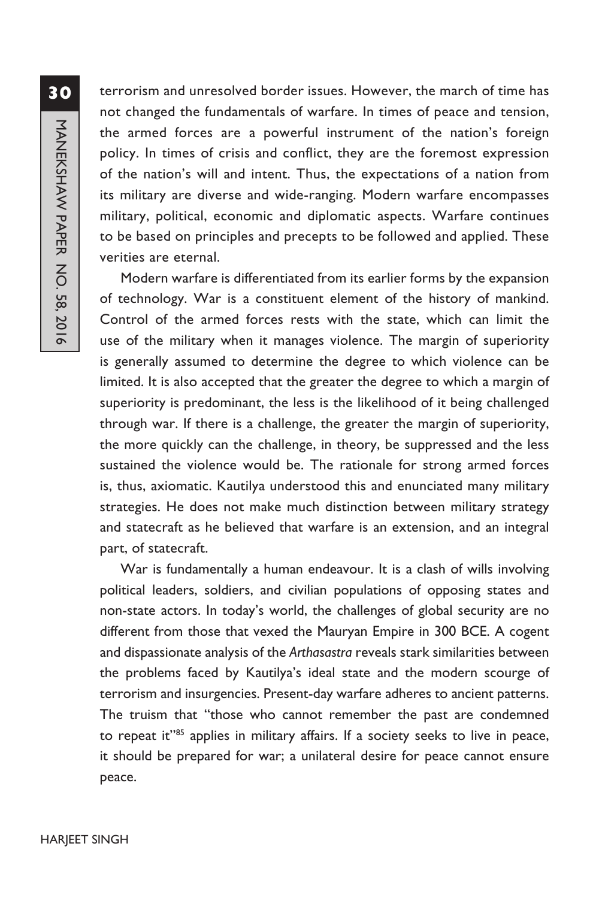terrorism and unresolved border issues. However, the march of time has not changed the fundamentals of warfare. In times of peace and tension, the armed forces are a powerful instrument of the nation's foreign policy. In times of crisis and conflict, they are the foremost expression of the nation's will and intent. Thus, the expectations of a nation from its military are diverse and wide-ranging. Modern warfare encompasses military, political, economic and diplomatic aspects. Warfare continues to be based on principles and precepts to be followed and applied. These verities are eternal.

Modern warfare is differentiated from its earlier forms by the expansion of technology. War is a constituent element of the history of mankind. Control of the armed forces rests with the state, which can limit the use of the military when it manages violence. The margin of superiority is generally assumed to determine the degree to which violence can be limited. It is also accepted that the greater the degree to which a margin of superiority is predominant, the less is the likelihood of it being challenged through war. If there is a challenge, the greater the margin of superiority, the more quickly can the challenge, in theory, be suppressed and the less sustained the violence would be. The rationale for strong armed forces is, thus, axiomatic. Kautilya understood this and enunciated many military strategies. He does not make much distinction between military strategy and statecraft as he believed that warfare is an extension, and an integral part, of statecraft.

War is fundamentally a human endeavour. It is a clash of wills involving political leaders, soldiers, and civilian populations of opposing states and non-state actors. In today's world, the challenges of global security are no different from those that vexed the Mauryan Empire in 300 BCE. A cogent and dispassionate analysis of the *Arthasastra* reveals stark similarities between the problems faced by Kautilya's ideal state and the modern scourge of terrorism and insurgencies. Present-day warfare adheres to ancient patterns. The truism that "those who cannot remember the past are condemned to repeat it"[85] applies in military affairs. If a society seeks to live in peace, it should be prepared for war; a unilateral desire for peace cannot ensure peace.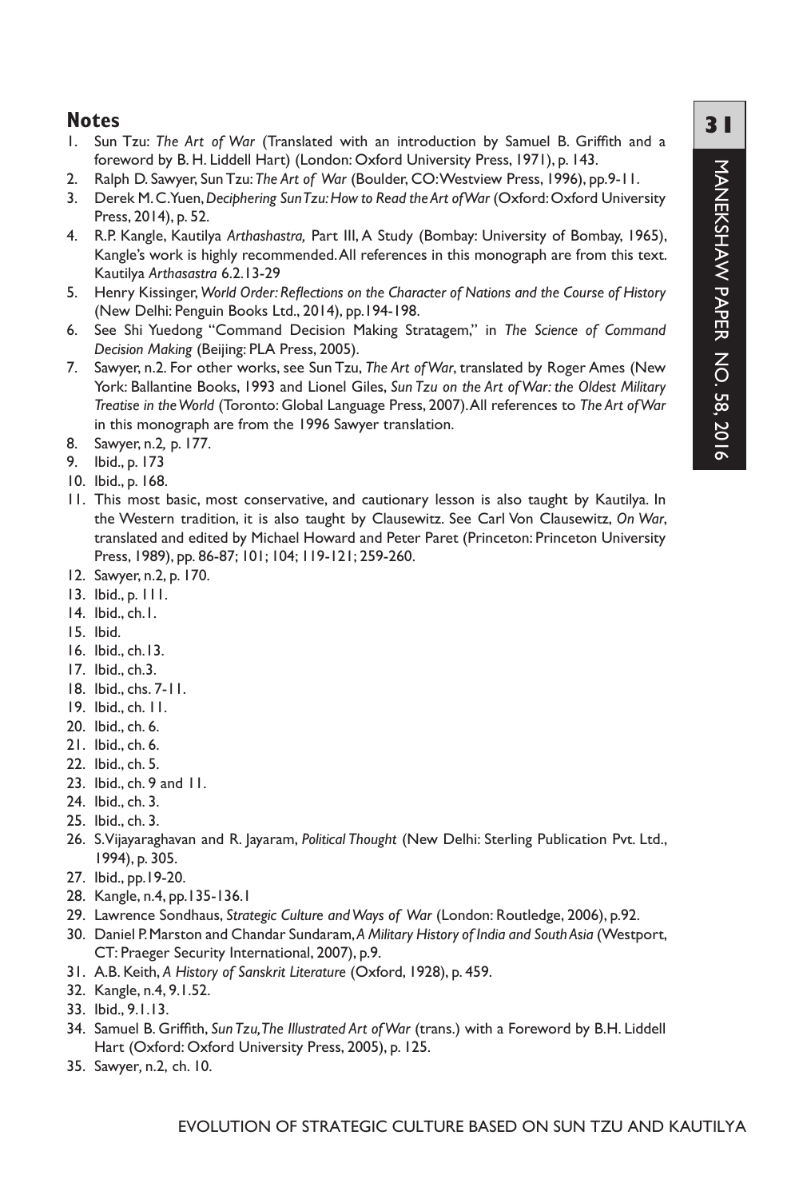## Notes

1. Sun Tzu: *The Art of War* (Translated with an introduction by Samuel B. Griffith and a foreword by B. H. Liddell Hart) (London: Oxford University Press, 1971), p. 143.
2. Ralph D. Sawyer, Sun Tzu: *The Art of War* (Boulder, CO: Westview Press, 1996), pp.9-11.
3. Derek M. C. Yuen, *Deciphering Sun Tzu: How to Read the Art of War* (Oxford: Oxford University Press, 2014), p. 52.
4. R.P. Kangle, Kautilya *Arthashastra,* Part III, A Study (Bombay: University of Bombay, 1965), Kangle's work is highly recommended. All references in this monograph are from this text. Kautilya *Arthasastra* 6.2.13-29
5. Henry Kissinger, *World Order: Reflections on the Character of Nations and the Course of History* (New Delhi: Penguin Books Ltd., 2014), pp.194-198.
6. See Shi Yuedong "Command Decision Making Stratagem," in *The Science of Command Decision Making* (Beijing: PLA Press, 2005).
7. Sawyer, n.2. For other works, see Sun Tzu, *The Art of War*, translated by Roger Ames (New York: Ballantine Books, 1993 and Lionel Giles, *Sun Tzu on the Art of War: the Oldest Military Treatise in the World* (Toronto: Global Language Press, 2007). All references to *The Art of War* in this monograph are from the 1996 Sawyer translation.
8. Sawyer, n.2*,* p. 177.
9. Ibid., p. 173
10. Ibid., p. 168.
11. This most basic, most conservative, and cautionary lesson is also taught by Kautilya. In the Western tradition, it is also taught by Clausewitz. See Carl Von Clausewitz, *On War*, translated and edited by Michael Howard and Peter Paret (Princeton: Princeton University Press, 1989), pp. 86-87; 101; 104; 119-121; 259-260.
12. Sawyer, n.2, p. 170.
13. Ibid., p. 111.
14. Ibid., ch.1.
15. Ibid.
16. Ibid., ch.13.
17. Ibid., ch.3.
18. Ibid., chs. 7-11.
19. Ibid., ch. 11.
20. Ibid., ch. 6.
21. Ibid., ch. 6.
22. Ibid., ch. 5.
23. Ibid., ch. 9 and 11.
24. Ibid., ch. 3.
25. Ibid., ch. 3.
26. S. Vijayaraghavan and R. Jayaram, *Political Thought* (New Delhi: Sterling Publication Pvt. Ltd., 1994), p. 305.
27. Ibid., pp.19-20.
28. Kangle, n.4, pp.135-136.1
29. Lawrence Sondhaus, *Strategic Culture and Ways of War* (London: Routledge, 2006), p.92.
30. Daniel P. Marston and Chandar Sundaram, *A Military History of India and South Asia* (Westport, CT: Praeger Security International, 2007), p.9.
31. A.B. Keith, *A History of Sanskrit Literature* (Oxford, 1928), p. 459.
32. Kangle, n.4, 9.1.52.
33. Ibid., 9.1.13.
34. Samuel B. Griffith, *Sun Tzu, The Illustrated Art of War* (trans.) with a Foreword by B.H. Liddell Hart (Oxford: Oxford University Press, 2005), p. 125.
35. Sawyer, n.2, ch. 10.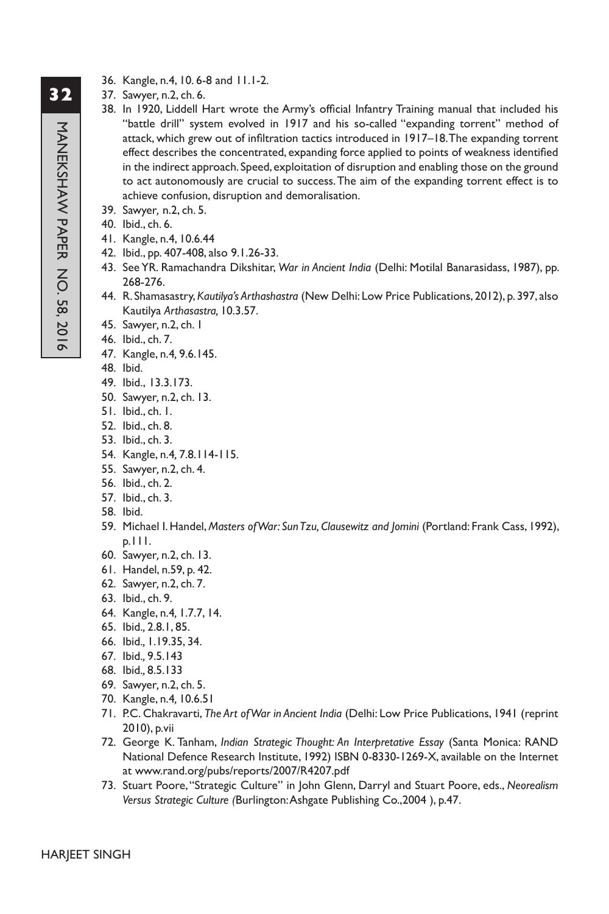36. Kangle, n.4, 10. 6-8 and 11.1-2.
37. Sawyer, n.2, ch. 6.
38. In 1920, Liddell Hart wrote the Army's official Infantry Training manual that included his "battle drill" system evolved in 1917 and his so-called "expanding torrent" method of attack, which grew out of infiltration tactics introduced in 1917–18. The expanding torrent effect describes the concentrated, expanding force applied to points of weakness identified in the indirect approach. Speed, exploitation of disruption and enabling those on the ground to act autonomously are crucial to success. The aim of the expanding torrent effect is to achieve confusion, disruption and demoralisation.
39. Sawyer, n.2, ch. 5.
40. Ibid., ch. 6.
41. Kangle, n.4, 10.6.44
42. Ibid., pp. 407-408, also 9.1.26-33.
43. See YR. Ramachandra Dikshitar, *War in Ancient India* (Delhi: Motilal Banarasidass, 1987), pp. 268-276.
44. R. Shamasastry, *Kautilya's Arthashastra* (New Delhi: Low Price Publications, 2012), p. 397, also Kautilya *Arthasastra,* 10.3.57.
45. Sawyer, n.2, ch. 1
46. Ibid., ch. 7.
47. Kangle, n.4, 9.6.145.
48. Ibid.
49. Ibid., 13.3.173.
50. Sawyer, n.2, ch. 13.
51. Ibid., ch. 1.
52. Ibid., ch. 8.
53. Ibid., ch. 3.
54. Kangle, n.4, 7.8.114-115.
55. Sawyer, n.2, ch. 4.
56. Ibid., ch. 2.
57. Ibid., ch. 3.
58. Ibid.
59. Michael I. Handel, *Masters of War: Sun Tzu, Clausewitz and Jomini* (Portland: Frank Cass, 1992), p.111.
60. Sawyer, n.2, ch. 13.
61. Handel, n.59, p. 42.
62. Sawyer, n.2, ch. 7.
63. Ibid., ch. 9.
64. Kangle, n.4, 1.7.7, 14.
65. Ibid., 2.8.1, 85.
66. Ibid., 1.19.35, 34.
67. Ibid., 9.5.143
68. Ibid., 8.5.133
69. Sawyer, n.2, ch. 5.
70. Kangle, n.4, 10.6.51
71. P.C. Chakravarti, *The Art of War in Ancient India* (Delhi: Low Price Publications, 1941 (reprint 2010), p.vii
72. George K. Tanham, *Indian Strategic Thought: An Interpretative Essay* (Santa Monica: RAND National Defence Research Institute, 1992) ISBN 0-8330-1269-X, available on the Internet at www.rand.org/pubs/reports/2007/R4207.pdf
73. Stuart Poore, "Strategic Culture" in John Glenn, Darryl and Stuart Poore, eds., *Neorealism Versus Strategic Culture (*Burlington: Ashgate Publishing Co.,2004 ), p.47.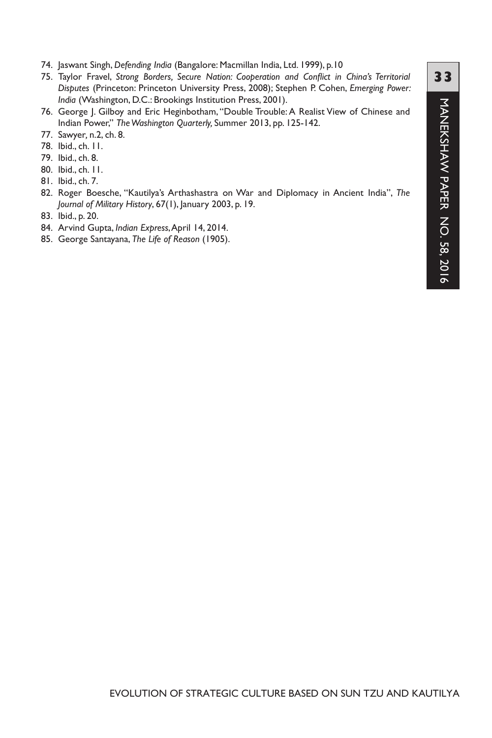74. Jaswant Singh, *Defending India* (Bangalore: Macmillan India, Ltd. 1999), p.10
75. Taylor Fravel, *Strong Borders, Secure Nation: Cooperation and Conflict in China's Territorial Disputes* (Princeton: Princeton University Press, 2008); Stephen P. Cohen, *Emerging Power: India* (Washington, D.C.: Brookings Institution Press, 2001).
76. George J. Gilboy and Eric Heginbotham, "Double Trouble: A Realist View of Chinese and Indian Power," *The Washington Quarterly,* Summer 2013, pp. 125-142.
77. Sawyer, n.2, ch. 8.
78. Ibid., ch. 11.
79. Ibid., ch. 8.
80. Ibid., ch. 11.
81. Ibid., ch. 7.
82. Roger Boesche, "Kautilya's Arthashastra on War and Diplomacy in Ancient India", *The Journal of Military History*, 67(1), January 2003, p. 19.
83. Ibid., p. 20.
84. Arvind Gupta, *Indian Express*, April 14, 2014.
85. George Santayana, *The Life of Reason* (1905).